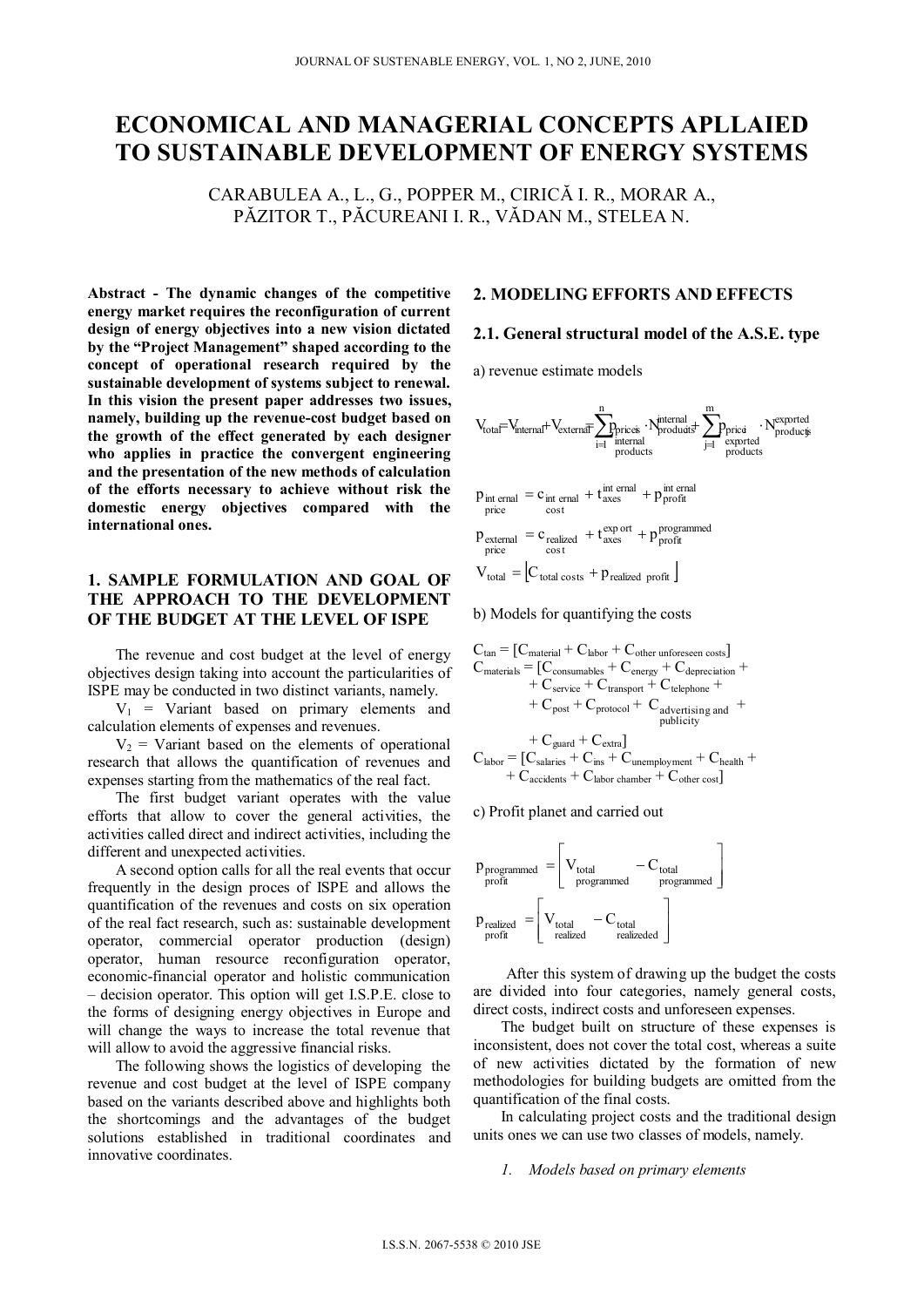# ECONOMICAL AND MANAGERIAL CONCEPTS APLLAIED TO SUSTAINABLE DEVELOPMENT OF ENERGY SYSTEMS

CARABULEA A., L., G., POPPER M., CIRICĂ I. R., MORAR A., PĂZITOR T., PĂCUREANI I. R., VĂDAN M., STELEA N.

**Abstract - The dynamic changes of the competitive energy market requires the reconfiguration of current design of energy objectives into a new vision dictated by the "Project Management" shaped according to the concept of operational research required by the sustainable development of systems subject to renewal. In this vision the present paper addresses two issues, namely, building up the revenue-cost budget based on the growth of the effect generated by each designer who applies in practice the convergent engineering and the presentation of the new methods of calculation of the efforts necessary to achieve without risk the domestic energy objectives compared with the international ones.**

## 1. SAMPLE FORMULATION AND GOAL OF THE APPROACH TO THE DEVELOPMENT OF THE BUDGET AT THE LEVEL OF ISPE

The revenue and cost budget at the level of energy objectives design taking into account the particularities of ISPE may be conducted in two distinct variants, namely.

$V_1$ = Variant based on primary elements and calculation elements of expenses and revenues.

$V_2$ = Variant based on the elements of operational research that allows the quantification of revenues and expenses starting from the mathematics of the real fact.

The first budget variant operates with the value efforts that allow to cover the general activities, the activities called direct and indirect activities, including the different and unexpected activities.

A second option calls for all the real events that occur frequently in the design proces of ISPE and allows the quantification of the revenues and costs on six operation of the real fact research, such as: sustainable development operator, commercial operator production (design) operator, human resource reconfiguration operator, economic-financial operator and holistic communication – decision operator. This option will get I.S.P.E. close to the forms of designing energy objectives in Europe and will change the ways to increase the total revenue that will allow to avoid the aggressive financial risks.

The following shows the logistics of developing the revenue and cost budget at the level of ISPE company based on the variants described above and highlights both the shortcomings and the advantages of the budget solutions established in traditional coordinates and innovative coordinates.

## 2. MODELING EFFORTS AND EFFECTS

### 2.1. General structural model of the A.S.E. type

a) revenue estimate models

$$V_{total} = V_{internal} + V_{external} = \sum_{i=1}^{n} p_{\substack{price\,i \\ internal \\ products}} \cdot N_{\substack{internal \\ products\,i}} + \sum_{j=1}^{m} p_{\substack{price\,j \\ exported \\ products}} \cdot N_{\substack{exported \\ products\,j}}$$

$$p_{\substack{internal \\ price}} = c_{\substack{internal \\ cost}} + t_{axes}^{internal} + p_{profit}^{internal}$$

$$p_{\substack{external \\ price}} = c_{\substack{realized \\ cost}} + t_{axes}^{export} + p_{profit}^{programmed}$$

$$V_{total} = \left[C_{total\ costs} + p_{realized\ profit}\right]$$

b) Models for quantifying the costs

$$C_{tan} = [C_{material} + C_{labor} + C_{other\ unforeseen\ costs}]$$

$$C_{materials} = [C_{consumables} + C_{energy} + C_{depreciation} + C_{service} + C_{transport} + C_{telephone} + C_{post} + C_{protocol} + C_{\substack{advertising\ and \\ publicity}} + C_{guard} + C_{extra}]$$

$$C_{labor} = [C_{salaries} + C_{ins} + C_{unemployment} + C_{health} + C_{accidents} + C_{labor\ chamber} + C_{other\ cost}]$$

c) Profit planet and carried out

$$p_{\substack{programmed \\ profit}} = \left[V_{\substack{total \\ programmed}} - C_{\substack{total \\ programmed}}\right]$$

$$p_{\substack{realized \\ profit}} = \left[V_{\substack{total \\ realized}} - C_{\substack{total \\ realizeded}}\right]$$

After this system of drawing up the budget the costs are divided into four categories, namely general costs, direct costs, indirect costs and unforeseen expenses.

The budget built on structure of these expenses is inconsistent, does not cover the total cost, whereas a suite of new activities dictated by the formation of new methodologies for building budgets are omitted from the quantification of the final costs.

In calculating project costs and the traditional design units ones we can use two classes of models, namely.

1. *Models based on primary elements*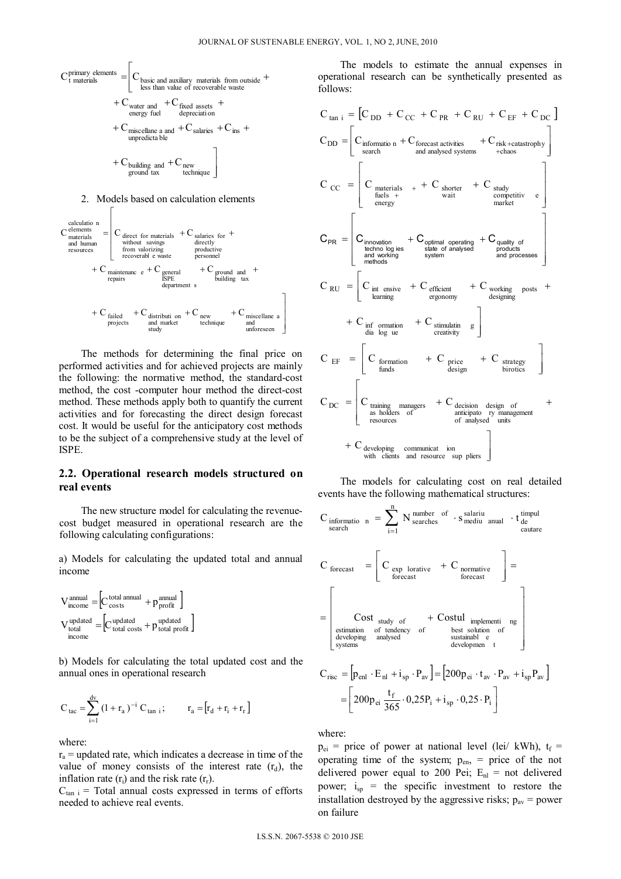$$C_{\substack{\text{t materials}}}^{\text{primary elements}} = \Bigg[ C_{\substack{\text{basic and auxiliary materials from outside}\\ \text{less than value of recoverable waste}}} + C_{\substack{\text{water and}\\ \text{energy fuel}}} + C_{\substack{\text{fixed assets}\\ \text{depreciation}}} + C_{\substack{\text{miscellane a and}\\ \text{unpredicta ble}}} + C_{\text{salaries}} + C_{\text{ins}} + C_{\substack{\text{building and}\\ \text{ground tax}}} + C_{\substack{\text{new}\\ \text{technique}}} \Bigg]$$

2. Models based on calculation elements

$$C_{\substack{\text{materials}\\ \text{and human}\\ \text{resources}}}^{\substack{\text{calculatio n}\\ \text{elements}}} = \Bigg[ C_{\substack{\text{direct for materials}\\ \text{without savings}\\ \text{from valorizing}\\ \text{recoverabl e waste}}} + C_{\substack{\text{salaries for}\\ \text{directly}\\ \text{productive}\\ \text{personnel}}} + C_{\substack{\text{maintenanc e}\\ \text{repairs}}} + C_{\substack{\text{general}\\ \text{ISPE}\\ \text{department s}}} + C_{\substack{\text{ground and}\\ \text{building tax}}} + C_{\substack{\text{failed}\\ \text{projects}}} + C_{\substack{\text{distributi on}\\ \text{and market}\\ \text{study}}} + C_{\substack{\text{new}\\ \text{technique}}} + C_{\substack{\text{miscellane a}\\ \text{and}\\ \text{unforeseen}}} \Bigg]$$

The methods for determining the final price on performed activities and for achieved projects are mainly the following: the normative method, the standard-cost method, the cost -computer hour method the direct-cost method. These methods apply both to quantify the current activities and for forecasting the direct design forecast cost. It would be useful for the anticipatory cost methods to be the subject of a comprehensive study at the level of ISPE.

## 2.2. Operational research models structured on real events

The new structure model for calculating the revenue-cost budget measured in operational research are the following calculating configurations:

a) Models for calculating the updated total and annual income

$$V_{\text{income}}^{\text{annual}} = \left[ C_{\text{costs}}^{\text{total annual}} + p_{\text{profit}}^{\text{annual}} \right]$$

$$V_{\substack{\text{total}\\ \text{income}}}^{\text{updated}} = \left[ C_{\text{total costs}}^{\text{updated}} + p_{\text{total profit}}^{\text{updated}} \right]$$

b) Models for calculating the total updated cost and the annual ones in operational research

$$C_{\text{tac}} = \sum_{i=1}^{dv} (1 + r_a)^{-i}\, C_{\tan\, i}; \qquad r_a = \left[ r_d + r_i + r_r \right]$$

where:

$r_a$ = updated rate, which indicates a decrease in time of the value of money consists of the interest rate ($r_d$), the inflation rate ($r_i$) and the risk rate ($r_r$).

$C_{\tan\, i}$ = Total annual costs expressed in terms of efforts needed to achieve real events.

The models to estimate the annual expenses in operational research can be synthetically presented as follows:

$$C_{\tan\, i} = \left[ C_{DD} + C_{CC} + C_{PR} + C_{RU} + C_{EF} + C_{DC} \right]$$

$$C_{DD} = \left[ C_{\substack{\text{informatio n}\\ \text{search}}} + C_{\substack{\text{forecast activities}\\ \text{and analysed systems}}} + C_{\substack{\text{risk + catastrophy}\\ \text{+ chaos}}} \right]$$

$$C_{CC} = \left[ C_{\substack{\text{materials}\\ \text{fuels +}\\ \text{energy}}} + C_{\substack{\text{shorter}\\ \text{wait}}} + C_{\substack{\text{study}\\ \text{competitiv e}\\ \text{market}}} \right]$$

$$C_{PR} = \left[ C_{\substack{\text{innovation}\\ \text{techno log ies}\\ \text{and working}\\ \text{methods}}} + C_{\substack{\text{optimal operating}\\ \text{state of analysed}\\ \text{system}}} + C_{\substack{\text{quality of}\\ \text{products}\\ \text{and processes}}} \right]$$

$$C_{RU} = \left[ C_{\substack{\text{int ensive}\\ \text{learning}}} + C_{\substack{\text{efficient}\\ \text{ergonomy}}} + C_{\substack{\text{working posts}\\ \text{designing}}} + C_{\substack{\text{inf ormation}\\ \text{dia log ue}}} + C_{\substack{\text{stimulatin g}\\ \text{creativity}}} \right]$$

$$C_{EF} = \left[ C_{\substack{\text{formation}\\ \text{funds}}} + C_{\substack{\text{price}\\ \text{design}}} + C_{\substack{\text{strategy}\\ \text{birotics}}} \right]$$

$$C_{DC} = \left[ C_{\substack{\text{training managers}\\ \text{as holders of}\\ \text{resources}}} + C_{\substack{\text{decision design of}\\ \text{anticipato ry management}\\ \text{of analysed units}}} + C_{\substack{\text{developing communicat ion}\\ \text{with clients and resource sup pliers}}} \right]$$

The models for calculating cost on real detailed events have the following mathematical structures:

$$C_{\substack{\text{informatio n}\\ \text{search}}} = \sum_{i=1}^{n} N_{\text{searches}}^{\text{number of}} \cdot s_{\text{mediu anual}}^{\text{salariu}} \cdot t_{\text{cautare}}^{\text{timpul de}}$$

$$C_{\text{forecast}} = \left[ C_{\substack{\text{exp lorative}\\ \text{forecast}}} + C_{\substack{\text{normative}\\ \text{forecast}}} \right] = \left[ \text{Cost}_{\substack{\text{study of}\\ \text{estimation of tendency of}\\ \text{developing analysed}\\ \text{systems}}} + \text{Costul}_{\substack{\text{implementi ng}\\ \text{best solution of}\\ \text{sustainabl e}\\ \text{developmen t}}} \right]$$

$$C_{\text{risc}} = \left[ p_{\text{enl}} \cdot E_{\text{nl}} + i_{\text{sp}} \cdot P_{\text{av}} \right] = \left[ 200 p_{\text{ei}} \cdot t_{\text{av}} \cdot P_{\text{av}} + i_{\text{sp}} P_{\text{av}} \right] = \left[ 200 p_{\text{ei}} \frac{t_f}{365} \cdot 0{,}25 P_i + i_{\text{sp}} \cdot 0{,}25 \cdot P_i \right]$$

where:

$p_{ei}$ = price of power at national level (lei/ kWh), $t_f$ = operating time of the system; $p_{en}$, = price of the not delivered power equal to 200 Pei; $E_{nl}$ = not delivered power; $i_{sp}$ = the specific investment to restore the installation destroyed by the aggressive risks; $p_{av}$ = power on failure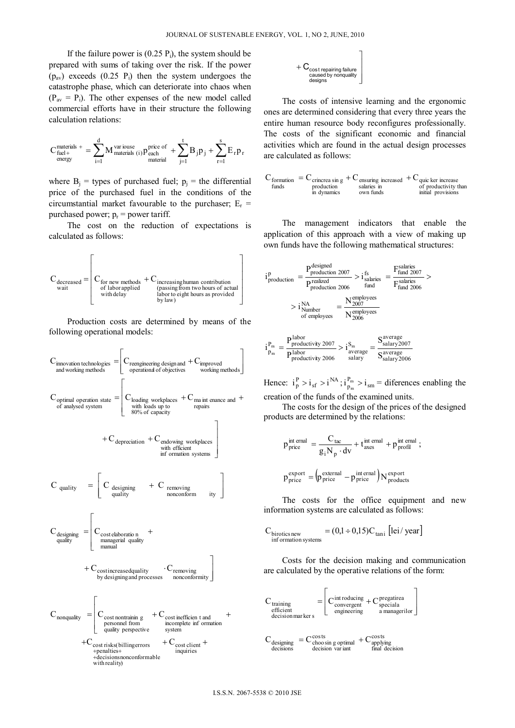If the failure power is (0.25 $P_i$), the system should be prepared with sums of taking over the risk. If the power ($p_{av}$) exceeds (0.25 $P_i$) then the system undergoes the catastrophe phase, which can deteriorate into chaos when ($P_{av}$ = $P_i$). The other expenses of the new model called commercial efforts have in their structure the following calculation relations:

$$C_{\substack{\text{fuel+}\\\text{energy}}}^{\text{materials +}} = \sum_{i=1}^{d} M_{\text{materials }(i)}^{\text{variouse}} p_{\substack{\text{each}\\\text{material}}}^{\text{price of}} + \sum_{j=1}^{t} B_j p_j + \sum_{r=1}^{s} E_r p_r$$

where $B_j$ = types of purchased fuel; $p_j$ = the differential price of the purchased fuel in the conditions of the circumstantial market favourable to the purchaser; $E_r$ = purchased power; $p_r$ = power tariff.

The cost on the reduction of expectations is calculated as follows:

$$C_{\substack{\text{decreased}\\\text{wait}}} = \left[ C_{\substack{\text{for new methods}\\\text{of labor applied}\\\text{with delay}}} + C_{\substack{\text{increasing human contribution}\\\text{(passing from two hours of actual}\\\text{labor to eight hours as provided}\\\text{by law)}}} \right]$$

Production costs are determined by means of the following operational models:

$$C_{\substack{\text{innovation technologies}\\\text{and working methods}}} = \left[ C_{\substack{\text{reengineering design and}\\\text{operational of objectives}}} + C_{\substack{\text{improved}\\\text{working methods}}} \right]$$

$$C_{\substack{\text{optimal operation state}\\\text{of analysed system}}} = \left[ C_{\substack{\text{loading workplaces}\\\text{with loads up to}\\\text{80\% of capacity}}} + C_{\substack{\text{maintenance and}\\\text{repairs}}} + C_{\text{depreciation}} + C_{\substack{\text{endowing workplaces}\\\text{with efficient}\\\text{information systems}}} \right]$$

$$C_{\text{quality}} = \left[ C_{\substack{\text{designing}\\\text{quality}}} + C_{\substack{\text{removing}\\\text{nonconformity}}} \right]$$

$$C_{\substack{\text{designing}\\\text{quality}}} = \left[ C_{\substack{\text{cost elaboration}\\\text{managerial quality}\\\text{manual}}} + C_{\substack{\text{cost increased quality}\\\text{by designing and processes}}} \cdot C_{\substack{\text{removing}\\\text{nonconformity}}} \right]$$

$$C_{\text{nonquality}} = \left[ C_{\substack{\text{cost nontraining}\\\text{personnel from}\\\text{quality perspective}}} + C_{\substack{\text{cost inefficient and}\\\text{incomplete information}\\\text{system}}} + C_{\substack{\text{cost risks(billing errors}\\\text{+penalties+}\\\text{+decisions nonconformable}\\\text{with reality)}}} + C_{\substack{\text{cost client}\\\text{inquiries}}} + C_{\substack{\text{cost repairing failure}\\\text{caused by nonquality}\\\text{designs}}} \right]$$

The costs of intensive learning and the ergonomic ones are determined considering that every three years the entire human resource body reconfigures professionally. The costs of the significant economic and financial activities which are found in the actual design processes are calculated as follows:

$$C_{\substack{\text{formation}\\\text{funds}}} = C_{\substack{\text{crincreasing}\\\text{production}\\\text{in dynamics}}} + C_{\substack{\text{ensuring increased}\\\text{salaries in}\\\text{own funds}}} + C_{\substack{\text{quicker increase}\\\text{of productivity than}\\\text{initial provisions}}}$$

The management indicators that enable the application of this approach with a view of making up own funds have the following mathematical structures:

$$i_{\text{production}}^{p} = \frac{P_{\text{production 2007}}^{\text{designed}}}{P_{\text{production 2006}}^{\text{realized}}} > i_{\substack{\text{salaries}\\\text{fund}}}^{fs} = \frac{F_{\text{fund 2007}}^{\text{salaries}}}{F_{\text{fund 2006}}^{\text{salaries}}} > i_{\substack{\text{Number}\\\text{of employees}}}^{NA} = \frac{N_{2007}^{\text{employees}}}{N_{2006}^{\text{employees}}}$$

$$i_{p_m}^{P_m} = \frac{P_{\text{productivity 2007}}^{\text{labor}}}{P_{\text{productivity 2006}}^{\text{labor}}} > i_{\substack{\text{average}\\\text{salary}}}^{S_m} = \frac{S_{\text{salary2007}}^{\text{average}}}{S_{\text{salary2006}}^{\text{average}}}$$

Hence: $i_p^P > i_{sf} > i^{NA}$; $i_{p_m}^{P_m} > i_{sm}$ = diferences enabling the creation of the funds of the examined units.

The costs for the design of the prices of the designed products are determined by the relations:

$$p_{\text{price}}^{\text{internal}} = \frac{C_{tac}}{g_i N_p \cdot dv} + t_{\text{axes}}^{\text{internal}} + p_{\text{profil}}^{\text{internal}};$$

$$p_{\text{price}}^{\text{export}} = \left(p_{\text{price}}^{\text{external}} - p_{\text{price}}^{\text{internal}}\right) N_{\text{products}}^{\text{export}}$$

The costs for the office equipment and new information systems are calculated as follows:

$$C_{\substack{\text{birotics new}\\\text{information systems}}} = (0{,}1 \div 0{,}15) C_{\text{tani}} \; [\text{lei / year}]$$

Costs for the decision making and communication are calculated by the operative relations of the form:

$$C_{\substack{\text{training}\\\text{efficient}\\\text{decision markers}}} = \left[ C_{\substack{\text{convergent}\\\text{engineering}}}^{\text{introducing}} + C_{\substack{\text{speciala}\\\text{a managerilor}}}^{\text{pregatirea}} \right]$$

$$C_{\substack{\text{designing}\\\text{decisions}}} = C_{\substack{\text{choosing optimal}\\\text{decision variant}}}^{\text{costs}} + C_{\substack{\text{applying}\\\text{final decision}}}^{\text{costs}}$$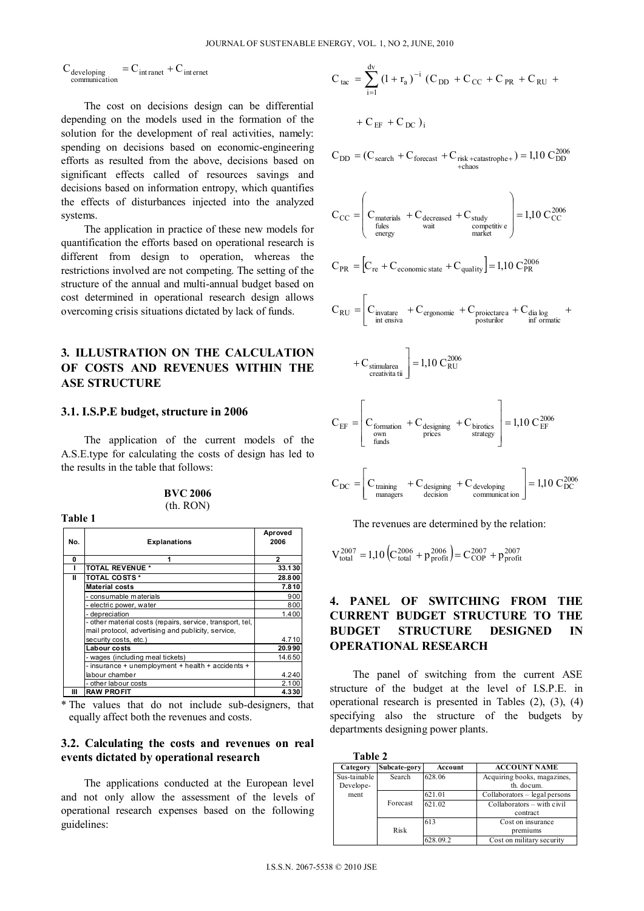$$C_{\substack{\text{developing}\\\text{communication}}} = C_{\text{intranet}} + C_{\text{internet}}$$

The cost on decisions design can be differential depending on the models used in the formation of the solution for the development of real activities, namely: spending on decisions based on economic-engineering efforts as resulted from the above, decisions based on significant effects called of resources savings and decisions based on information entropy, which quantifies the effects of disturbances injected into the analyzed systems.

The application in practice of these new models for quantification the efforts based on operational research is different from design to operation, whereas the restrictions involved are not competing. The setting of the structure of the annual and multi-annual budget based on cost determined in operational research design allows overcoming crisis situations dictated by lack of funds.

## 3. ILLUSTRATION ON THE CALCULATION OF COSTS AND REVENUES WITHIN THE ASE STRUCTURE

### 3.1. I.S.P.E budget, structure in 2006

The application of the current models of the A.S.E.type for calculating the costs of design has led to the results in the table that follows:

**BVC 2006**
(th. RON)

**Table 1**

| No. | Explanations | Aproved 2006 |
|---|---|---|
| 0 | 1 | 2 |
| I | **TOTAL REVENUE \*** | **33.130** |
| II | **TOTAL COSTS \*** | **28.800** |
| | **Material costs** | **7.810** |
| | - consumable materials | 900 |
| | - electric power, water | 800 |
| | - depreciation | 1.400 |
| | - other material costs (repairs, service, transport, tel, mail protocol, advertising and publicity, service, security costs, etc.) | 4.710 |
| | **Labour costs** | **20.990** |
| | - wages (including meal tickets) | 14.650 |
| | - insurance + unemployment + health + accidents + labour chamber | 4.240 |
| | - other labour costs | 2.100 |
| III | **RAW PROFIT** | **4.330** |

\* The values that do not include sub-designers, that equally affect both the revenues and costs.

### 3.2. Calculating the costs and revenues on real events dictated by operational research

The applications conducted at the European level and not only allow the assessment of the levels of operational research expenses based on the following guidelines:

$$C_{tac} = \sum_{i=1}^{dv} (1 + r_a)^{-i} \, (C_{DD} + C_{CC} + C_{PR} + C_{RU} + C_{EF} + C_{DC})_i$$

$$C_{DD} = (C_{\text{search}} + C_{\text{forecast}} + C_{\substack{\text{risk+catastrophe+}\\\text{+chaos}}}) = 1{,}10\, C_{DD}^{2006}$$

$$C_{CC} = \left( C_{\substack{\text{materials}\\\text{fules}\\\text{energy}}} + C_{\substack{\text{decreased}\\\text{wait}}} + C_{\substack{\text{study}\\\text{competitive}\\\text{market}}} \right) = 1{,}10\, C_{CC}^{2006}$$

$$C_{PR} = \left[ C_{re} + C_{\text{economic state}} + C_{\text{quality}} \right] = 1{,}10\, C_{PR}^{2006}$$

$$C_{RU} = \left[ C_{\substack{\text{invatare}\\\text{intensiva}}} + C_{\text{ergonomie}} + C_{\substack{\text{proiectarea}\\\text{posturilor}}} + C_{\substack{\text{dialog}\\\text{informatic}}} + C_{\substack{\text{stimularea}\\\text{creativitatii}}} \right] = 1{,}10\, C_{RU}^{2006}$$

$$C_{EF} = \left[ C_{\substack{\text{formation}\\\text{own}\\\text{funds}}} + C_{\substack{\text{designing}\\\text{prices}}} + C_{\substack{\text{birotics}\\\text{strategy}}} \right] = 1{,}10\, C_{EF}^{2006}$$

$$C_{DC} = \left[ C_{\substack{\text{training}\\\text{managers}}} + C_{\substack{\text{designing}\\\text{decision}}} + C_{\substack{\text{developing}\\\text{communication}}} \right] = 1{,}10\, C_{DC}^{2006}$$

The revenues are determined by the relation:

$$V_{\text{total}}^{2007} = 1{,}10 \left( C_{\text{total}}^{2006} + p_{\text{profit}}^{2006} \right) = C_{\text{COP}}^{2007} + p_{\text{profit}}^{2007}$$

## 4. PANEL OF SWITCHING FROM THE CURRENT BUDGET STRUCTURE TO THE BUDGET STRUCTURE DESIGNED IN OPERATIONAL RESEARCH

The panel of switching from the current ASE structure of the budget at the level of I.S.P.E. in operational research is presented in Tables (2), (3), (4) specifying also the structure of the budgets by departments designing power plants.

**Table 2**

| Category | Subcate-gory | Account | ACCOUNT NAME |
|---|---|---|---|
| Sus-tainable Develope-ment | Search | 628.06 | Acquiring books, magazines, th. docum. |
| | Forecast | 621.01 | Collaborators – legal persons |
| | | 621.02 | Collaborators – with civil contract |
| | Risk | 613 | Cost on insurance premiums |
| | | 628.09.2 | Cost on military security |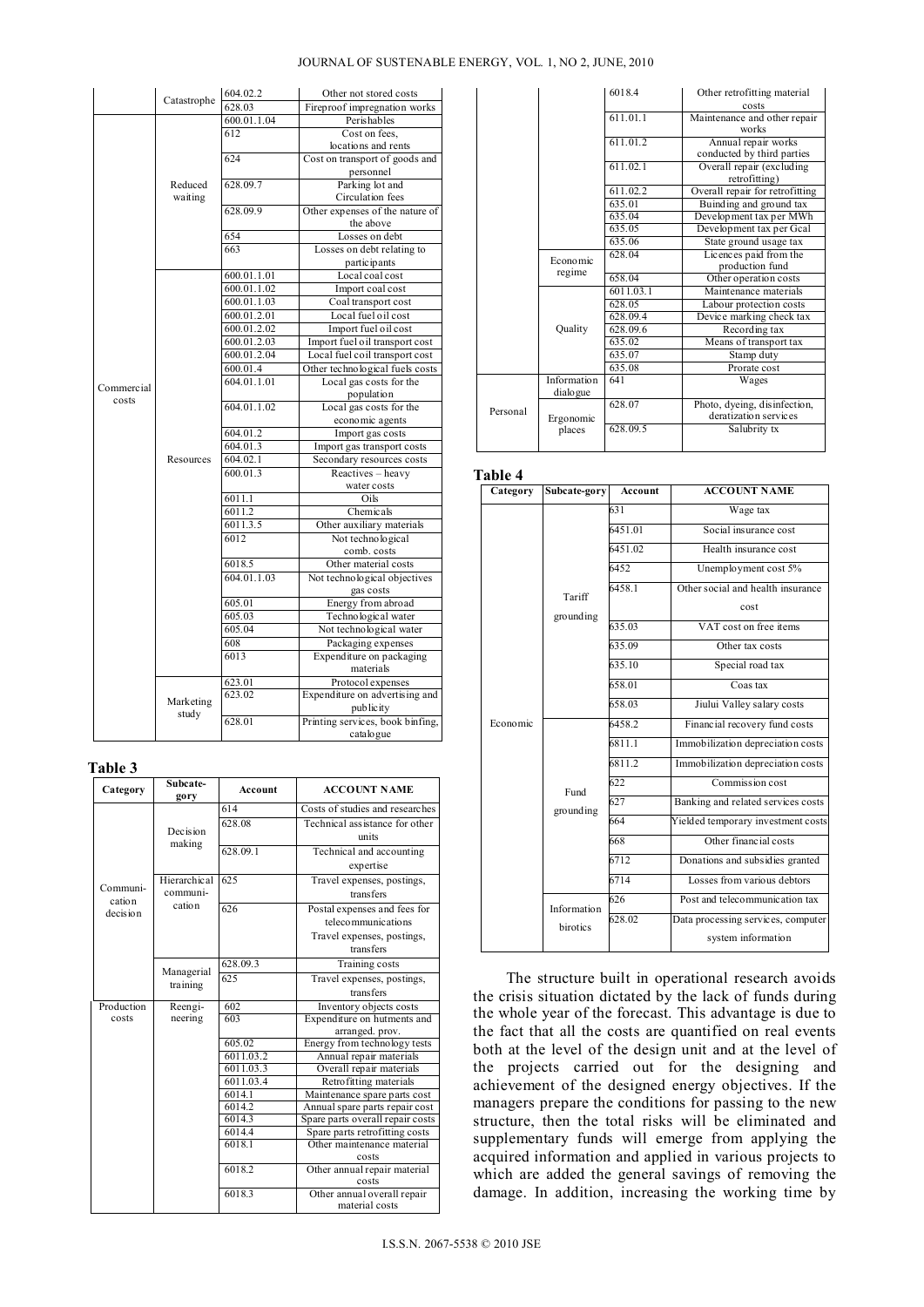| | Catastrophe | 604.02.2 | Other not stored costs |
|---|---|---|---|
| | | 628.03 | Fireproof impregnation works |
| Commercial costs | Reduced waiting | 600.01.1.04 | Perishables |
| | | 612 | Cost on fees, locations and rents |
| | | 624 | Cost on transport of goods and personnel |
| | | 628.09.7 | Parking lot and Circulation fees |
| | | 628.09.9 | Other expenses of the nature of the above |
| | | 654 | Losses on debt |
| | | 663 | Losses on debt relating to participants |
| | Resources | 600.01.1.01 | Local coal cost |
| | | 600.01.1.02 | Import coal cost |
| | | 600.01.1.03 | Coal transport cost |
| | | 600.01.2.01 | Local fuel oil cost |
| | | 600.01.2.02 | Import fuel oil cost |
| | | 600.01.2.03 | Import fuel oil transport cost |
| | | 600.01.2.04 | Local fuel coil transport cost |
| | | 600.01.4 | Other technological fuels costs |
| | | 604.01.1.01 | Local gas costs for the population |
| | | 604.01.1.02 | Local gas costs for the economic agents |
| | | 604.01.2 | Import gas costs |
| | | 604.01.3 | Import gas transport costs |
| | | 604.02.1 | Secondary resources costs |
| | | 600.01.3 | Reactives – heavy water costs |
| | | 6011.1 | Oils |
| | | 6011.2 | Chemicals |
| | | 6011.3.5 | Other auxiliary materials |
| | | 6012 | Not technological comb. costs |
| | | 6018.5 | Other material costs |
| | | 604.01.1.03 | Not technological objectives gas costs |
| | | 605.01 | Energy from abroad |
| | | 605.03 | Technological water |
| | | 605.04 | Not technological water |
| | | 608 | Packaging expenses |
| | | 6013 | Expenditure on packaging materials |
| | Marketing study | 623.01 | Protocol expenses |
| | | 623.02 | Expenditure on advertising and publicity |
| | | 628.01 | Printing services, book binfing, catalogue |

**Table 3**

| Category | Subcategory | Account | ACCOUNT NAME |
|---|---|---|---|
| Communication decision | Decision making | 614 | Costs of studies and researches |
| | | 628.08 | Technical assistance for other units |
| | | 628.09.1 | Technical and accounting expertise |
| | Hierarchical communication | 625 | Travel expenses, postings, transfers |
| | | 626 | Postal expenses and fees for telecommunications Travel expenses, postings, transfers |
| | Managerial training | 628.09.3 | Training costs |
| | | 625 | Travel expenses, postings, transfers |
| Production costs | Reengineering | 602 | Inventory objects costs |
| | | 603 | Expenditure on hutments and arranged. prov. |
| | | 605.02 | Energy from technology tests |
| | | 6011.03.2 | Annual repair materials |
| | | 6011.03.3 | Overall repair materials |
| | | 6011.03.4 | Retrofitting materials |
| | | 6014.1 | Maintenance spare parts cost |
| | | 6014.2 | Annual spare parts repair cost |
| | | 6014.3 | Spare parts overall repair costs |
| | | 6014.4 | Spare parts retrofitting costs |
| | | 6018.1 | Other maintenance material costs |
| | | 6018.2 | Other annual repair material costs |
| | | 6018.3 | Other annual overall repair material costs |
| | | 6018.4 | Other retrofitting material costs |
| | | 611.01.1 | Maintenance and other repair works |
| | | 611.01.2 | Annual repair works conducted by third parties |
| | | 611.02.1 | Overall repair (excluding retrofitting) |
| | | 611.02.2 | Overall repair for retrofitting |
| | Economic regime | 635.01 | Buinding and ground tax |
| | | 635.04 | Development tax per MWh |
| | | 635.05 | Development tax per Gcal |
| | | 635.06 | State ground usage tax |
| | | 628.04 | Licences paid from the production fund |
| | | 658.04 | Other operation costs |
| | Quality | 6011.03.1 | Maintenance materials |
| | | 628.05 | Labour protection costs |
| | | 628.09.4 | Device marking check tax |
| | | 628.09.6 | Recording tax |
| | | 635.02 | Means of transport tax |
| | | 635.07 | Stamp duty |
| | | 635.08 | Prorate cost |
| Personal | Information dialogue | 641 | Wages |
| | Ergonomic places | 628.07 | Photo, dyeing, disinfection, deratization services |
| | | 628.09.5 | Salubrity tx |

**Table 4**

| Category | Subcate-gory | Account | ACCOUNT NAME |
|---|---|---|---|
| Economic | Tariff grounding | 631 | Wage tax |
| | | 6451.01 | Social insurance cost |
| | | 6451.02 | Health insurance cost |
| | | 6452 | Unemployment cost 5% |
| | | 6458.1 | Other social and health insurance cost |
| | | 635.03 | VAT cost on free items |
| | | 635.09 | Other tax costs |
| | | 635.10 | Special road tax |
| | | 658.01 | Coas tax |
| | | 658.03 | Jiului Valley salary costs |
| | Fund grounding | 6458.2 | Financial recovery fund costs |
| | | 6811.1 | Immobilization depreciation costs |
| | | 6811.2 | Immobilization depreciation costs |
| | | 622 | Commission cost |
| | | 627 | Banking and related services costs |
| | | 664 | Yielded temporary investment costs |
| | | 668 | Other financial costs |
| | | 6712 | Donations and subsidies granted |
| | | 6714 | Losses from various debtors |
| | Information birotics | 626 | Post and telecommunication tax |
| | | 628.02 | Data processing services, computer system information |

The structure built in operational research avoids the crisis situation dictated by the lack of funds during the whole year of the forecast. This advantage is due to the fact that all the costs are quantified on real events both at the level of the design unit and at the level of the projects carried out for the designing and achievement of the designed energy objectives. If the managers prepare the conditions for passing to the new structure, then the total risks will be eliminated and supplementary funds will emerge from applying the acquired information and applied in various projects to which are added the general savings of removing the damage. In addition, increasing the working time by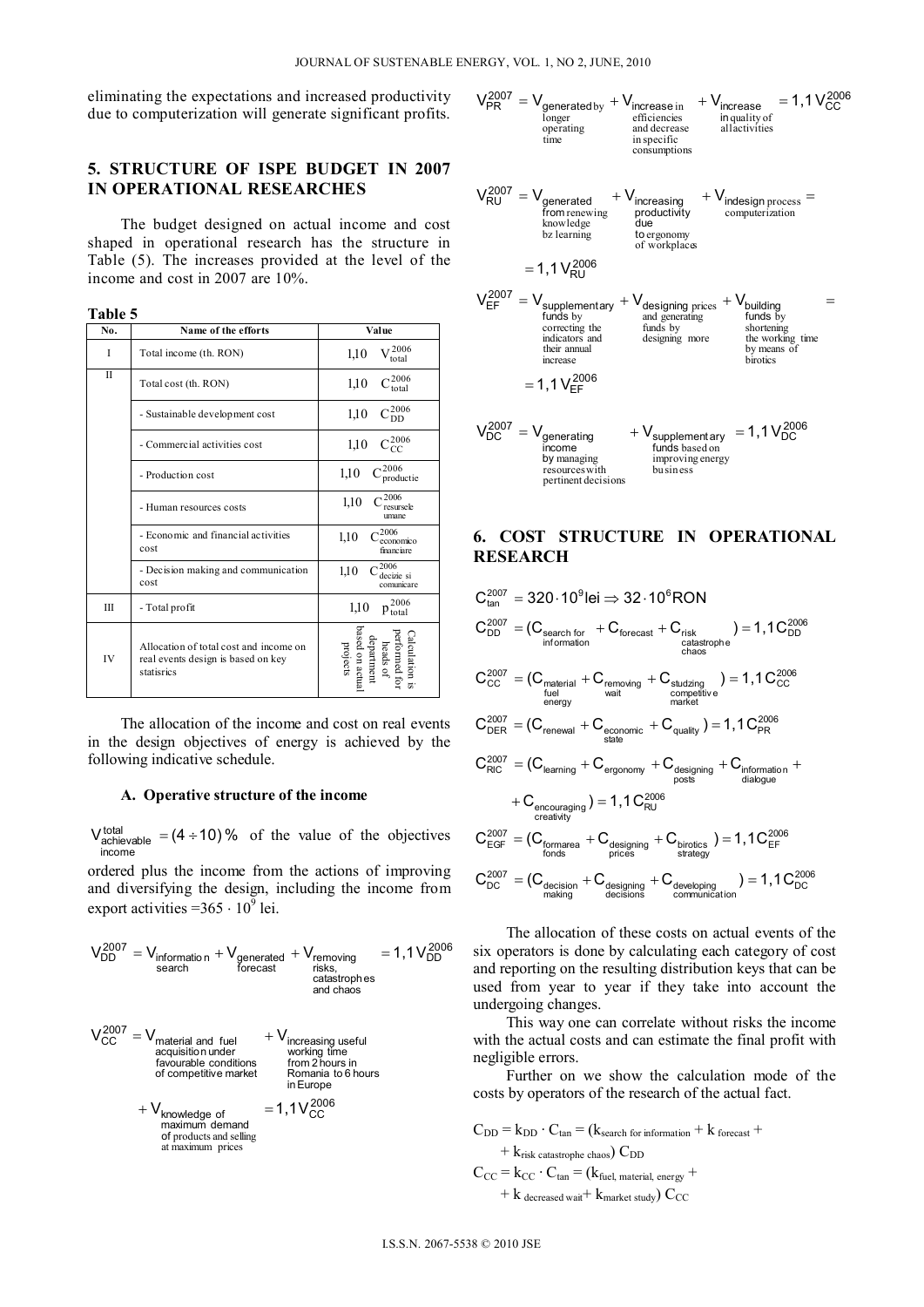eliminating the expectations and increased productivity due to computerization will generate significant profits.

## 5. STRUCTURE OF ISPE BUDGET IN 2007 IN OPERATIONAL RESEARCHES

The budget designed on actual income and cost shaped in operational research has the structure in Table (5). The increases provided at the level of the income and cost in 2007 are 10%.

**Table 5**

| No. | Name of the efforts | Value |
|---|---|---|
| I | Total income (th. RON) | $1{,}10\ V_{total}^{2006}$ |
| II | Total cost (th. RON) | $1{,}10\ C_{total}^{2006}$ |
| | - Sustainable development cost | $1{,}10\ C_{DD}^{2006}$ |
| | - Commercial activities cost | $1{,}10\ C_{CC}^{2006}$ |
| | - Production cost | $1{,}10\ C_{productie}^{2006}$ |
| | - Human resources costs | $1{,}10\ C_{resursele\ umane}^{2006}$ |
| | - Economic and financial activities cost | $1{,}10\ C_{economico\ financiare}^{2006}$ |
| | - Decision making and communication cost | $1{,}10\ C_{decizie\ si\ comunicare}^{2006}$ |
| III | - Total profit | $1{,}10\ p_{total}^{2006}$ |
| IV | Allocation of total cost and income on real events design is based on key statisrics | Calculation is performed for heads of department based on actual projects |

The allocation of the income and cost on real events in the design objectives of energy is achieved by the following indicative schedule.

### A. Operative structure of the income

$V_{\substack{achievable\\ income}}^{total} = (4 \div 10)\,\%$ of the value of the objectives ordered plus the income from the actions of improving and diversifying the design, including the income from export activities $=365 \cdot 10^9$ lei.

$$V_{DD}^{2007} = V_{\substack{information\\ search}} + V_{\substack{generated\\ forecast}} + V_{\substack{removing\\ risks,\\ catastrophes\\ and\ chaos}} = 1{,}1\,V_{DD}^{2006}$$

$$V_{CC}^{2007} = V_{\substack{material\ and\ fuel\\ acquisition\ under\\ favourable\ conditions\\ of\ competitive\ market}} + V_{\substack{increasing\ useful\\ working\ time\\ from\ 2\ hours\ in\\ Romania\ to\ 6\ hours\\ in\ Europe}} + V_{\substack{knowledge\ of\\ maximum\ demand\\ of\ products\ and\ selling\\ at\ maximum\ prices}} = 1{,}1\,V_{CC}^{2006}$$

$$V_{PR}^{2007} = V_{\substack{generated\ by\\ longer\\ operating\\ time}} + V_{\substack{increase\ in\\ efficiencies\\ and\ decrease\\ in\ specific\\ consumptions}} + V_{\substack{increase\\ in\ quality\ of\\ all\ activities}} = 1{,}1\,V_{CC}^{2006}$$

$$V_{RU}^{2007} = V_{\substack{generated\\ from\ renewing\\ knowledge\\ bz\ learning}} + V_{\substack{increasing\\ productivity\\ due\\ to\ ergonomy\\ of\ workplaces}} + V_{\substack{in\ design\ process\\ computerization}} = 1{,}1\,V_{RU}^{2006}$$

$$V_{EF}^{2007} = V_{\substack{supplementary\\ funds\ by\\ correcting\ the\\ indicators\ and\\ their\ annual\\ increase}} + V_{\substack{designing\ prices\\ and\ generating\\ funds\ by\\ designing\ more}} + V_{\substack{building\\ funds\ by\\ shortening\\ the\ working\ time\\ by\ means\ of\\ birotics}} = 1{,}1\,V_{EF}^{2006}$$

$$V_{DC}^{2007} = V_{\substack{generating\\ income\\ by\ managing\\ resources\ with\\ pertinent\ decisions}} + V_{\substack{supplementary\\ funds\ based\ on\\ improving\ energy\\ business}} = 1{,}1\,V_{DC}^{2006}$$

## 6. COST STRUCTURE IN OPERATIONAL RESEARCH

$$C_{tan}^{2007} = 320 \cdot 10^9 \text{lei} \Rightarrow 32 \cdot 10^6 \text{RON}$$

$$C_{DD}^{2007} = (C_{\substack{search\ for\\ information}} + C_{forecast} + C_{\substack{risk\\ catastrophe\\ chaos}}) = 1{,}1\,C_{DD}^{2006}$$

$$C_{CC}^{2007} = (C_{\substack{material\\ fuel\\ energy}} + C_{\substack{removing\\ wait}} + C_{\substack{studzing\\ competitive\\ market}}) = 1{,}1\,C_{CC}^{2006}$$

$$C_{DER}^{2007} = (C_{renewal} + C_{\substack{economic\\ state}} + C_{quality}) = 1{,}1\,C_{PR}^{2006}$$

$$C_{RIC}^{2007} = (C_{learning} + C_{ergonomy} + C_{\substack{designing\\ posts}} + C_{\substack{information\\ dialogue}} + C_{\substack{encouraging\\ creativity}}) = 1{,}1\,C_{RU}^{2006}$$

$$C_{EGF}^{2007} = (C_{\substack{formarea\\ fonds}} + C_{\substack{designing\\ prices}} + C_{\substack{birotics\\ strategy}}) = 1{,}1\,C_{EF}^{2006}$$

$$C_{DC}^{2007} = (C_{\substack{decision\\ making}} + C_{\substack{designing\\ decisions}} + C_{\substack{developing\\ communication}}) = 1{,}1\,C_{DC}^{2006}$$

The allocation of these costs on actual events of the six operators is done by calculating each category of cost and reporting on the resulting distribution keys that can be used from year to year if they take into account the undergoing changes.

This way one can correlate without risks the income with the actual costs and can estimate the final profit with negligible errors.

Further on we show the calculation mode of the costs by operators of the research of the actual fact.

$$C_{DD} = k_{DD} \cdot C_{tan} = (k_{search\ for\ information} + k_{forecast} + k_{risk\ catastrophe\ chaos})\ C_{DD}$$

$$C_{CC} = k_{CC} \cdot C_{tan} = (k_{fuel,\ material,\ energy} + k_{decreased\ wait} + k_{market\ study})\ C_{CC}$$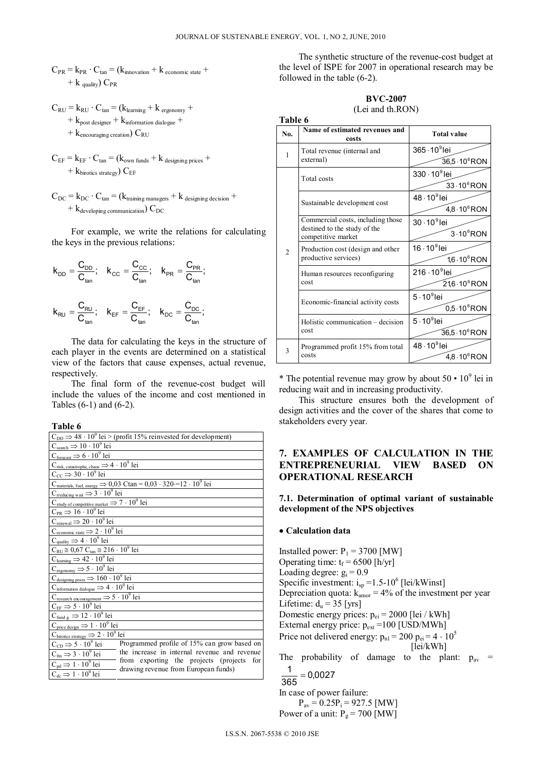$$C_{PR} = k_{PR} \cdot C_{tan} = (k_{innovation} + k_{economic\ state} + k_{quality})\, C_{PR}$$

$$C_{RU} = k_{RU} \cdot C_{tan} = (k_{learning} + k_{ergonomy} + k_{post\ designer} + k_{information\ dialogue} + k_{encouraging\ creation})\, C_{RU}$$

$$C_{EF} = k_{EF} \cdot C_{tan} = (k_{own\ funds} + k_{designing\ prices} + k_{birotics\ strategy})\, C_{EF}$$

$$C_{DC} = k_{DC} \cdot C_{tan} = (k_{training\ managers} + k_{designing\ decision} + k_{developing\ communication})\, C_{DC}$$

For example, we write the relations for calculating the keys in the previous relations:

$$k_{DD} = \frac{C_{DD}}{C_{tan}}; \quad k_{CC} = \frac{C_{CC}}{C_{tan}}; \quad k_{PR} = \frac{C_{PR}}{C_{tan}};$$

$$k_{RU} = \frac{C_{RU}}{C_{tan}}; \quad k_{EF} = \frac{C_{EF}}{C_{tan}}; \quad k_{DC} = \frac{C_{DC}}{C_{tan}};$$

The data for calculating the keys in the structure of each player in the events are determined on a statistical view of the factors that cause expenses, actual revenue, respectively.

The final form of the revenue-cost budget will include the values of the income and cost mentioned in Tables (6-1) and (6-2).

**Table 6**

| | |
|---|---|
| $C_{DD} \Rightarrow 48 \cdot 10^9$ lei > (profit 15% reinvested for development) | |
| $C_{search} \Rightarrow 10 \cdot 10^9$ lei | |
| $C_{forecast} \Rightarrow 6 \cdot 10^9$ lei | |
| $C_{risk,\ catastrophe,\ chaos} \Rightarrow 4 \cdot 10^9$ lei | |
| $C_{CC} \Rightarrow 30 \cdot 10^9$ lei | |
| $C_{materials,\ fuel,\ energy} \Rightarrow 0{,}03\ C_{tan} = 0{,}03 \cdot 320 \cdot = 12 \cdot 10^9$ lei | |
| $C_{rreducing\ wait} \Rightarrow 3 \cdot 10^9$ lei | |
| $C_{study\ of\ competitive\ market} \Rightarrow 7 \cdot 10^9$ lei | |
| $C_{PR} \Rightarrow 16 \cdot 10^9$ lei | |
| $C_{renewal} \Rightarrow 20 \cdot 10^9$ lei | |
| $C_{economic\ state} \Rightarrow 2 \cdot 10^9$ lei | |
| $C_{quality} \Rightarrow 4 \cdot 10^9$ lei | |
| $C_{RU} \cong 0{,}67\ C_{tan} \cong 216 \cdot 10^9$ lei | |
| $C_{learning} \Rightarrow 42 \cdot 10^9$ lei | |
| $C_{ergonomy} \Rightarrow 5 \cdot 10^9$ lei | |
| $C_{designing\ posts} \Rightarrow 160 \cdot 10^9$ lei | |
| $C_{information\ dialogue} \Rightarrow 4 \cdot 10^9$ lei | |
| $C_{research\ encouragement} \Rightarrow 5 \cdot 10^9$ lei | |
| $C_{EF} \Rightarrow 5 \cdot 10^9$ lei | |
| $C_{fund\ g.} \Rightarrow 12 \cdot 10^9$ lei | |
| $C_{price\ design} \Rightarrow 1 \cdot 10^9$ lei | |
| $C_{birotics\ strategy} \Rightarrow 2 \cdot 10^9$ lei | |
| $C_{CD} \Rightarrow 5 \cdot 10^9$ lei | Programmed profile of 15% can grow based on the increase in internal revenue and revenue from exporting the projects (projects for drawing revenue from European funds) |
| $C_{fm} \Rightarrow 3 \cdot 10^9$ lei | |
| $C_{pd} \Rightarrow 1 \cdot 10^9$ lei | |
| $C_{dc} \Rightarrow 1 \cdot 10^9$ lei | |

The synthetic structure of the revenue-cost budget at the level of ISPE for 2007 in operational research may be followed in the table (6-2).

**BVC-2007**
(Lei and th.RON)

**Table 6**

| No. | Name of estimated revenues and costs | Total value |
|---|---|---|
| 1 | Total revenue (internal and external) | $365 \cdot 10^9$ lei / $36{,}5 \cdot 10^6$ RON |
| 2 | Total costs | $330 \cdot 10^9$ lei / $33 \cdot 10^6$ RON |
| | Sustainable development cost | $48 \cdot 10^9$ lei / $4{,}8 \cdot 10^6$ RON |
| | Commercial costs, including those destined to the study of the competitive market | $30 \cdot 10^9$ lei / $3 \cdot 10^6$ RON |
| | Production cost (design and other productive services) | $16 \cdot 10^9$ lei / $1{,}6 \cdot 10^6$ RON |
| | Human resources reconfiguring cost | $216 \cdot 10^9$ lei / $21{,}6 \cdot 10^6$ RON |
| | Economic-financial activity costs | $5 \cdot 10^9$ lei / $0{,}5 \cdot 10^6$ RON |
| | Holistic communication – decision cost | $5 \cdot 10^9$ lei / $36{,}5 \cdot 10^6$ RON |
| 3 | Programmed profit 15% from total costs | $48 \cdot 10^9$ lei / $4{,}8 \cdot 10^6$ RON |

\* The potential revenue may grow by about $50 \cdot 10^9$ lei in reducing wait and in increasing productivity.

This structure ensures both the development of design activities and the cover of the shares that come to stakeholders every year.

## 7. EXAMPLES OF CALCULATION IN THE ENTREPRENEURIAL VIEW BASED ON OPERATIONAL RESEARCH

### 7.1. Determination of optimal variant of sustainable development of the NPS objectives

- **Calculation data**

Installed power: $P_I = 3700$ [MW]
Operating time: $t_f = 6500$ [h/yr]
Loading degree: $g_i = 0.9$
Specific investment: $i_{sp} = 1.5 \cdot 10^6$ [lei/kWinst]
Depreciation quota: $k_{amor} = 4\%$ of the investment per year
Lifetime: $d_u = 35$ [yrs]
Domestic energy prices: $p_{ei} = 2000$ [lei / kWh]
External energy price: $p_{ext} = 100$ [USD/MWh]
Price not delivered energy: $p_{nl} = 200\ p_{ei} = 4 \cdot 10^5$ [lei/kWh]
The probability of damage to the plant: $p_{av} = \dfrac{1}{365} = 0{,}0027$
In case of power failure:
$P_{av} = 0.25 P_i = 927.5$ [MW]
Power of a unit: $P_g = 700$ [MW]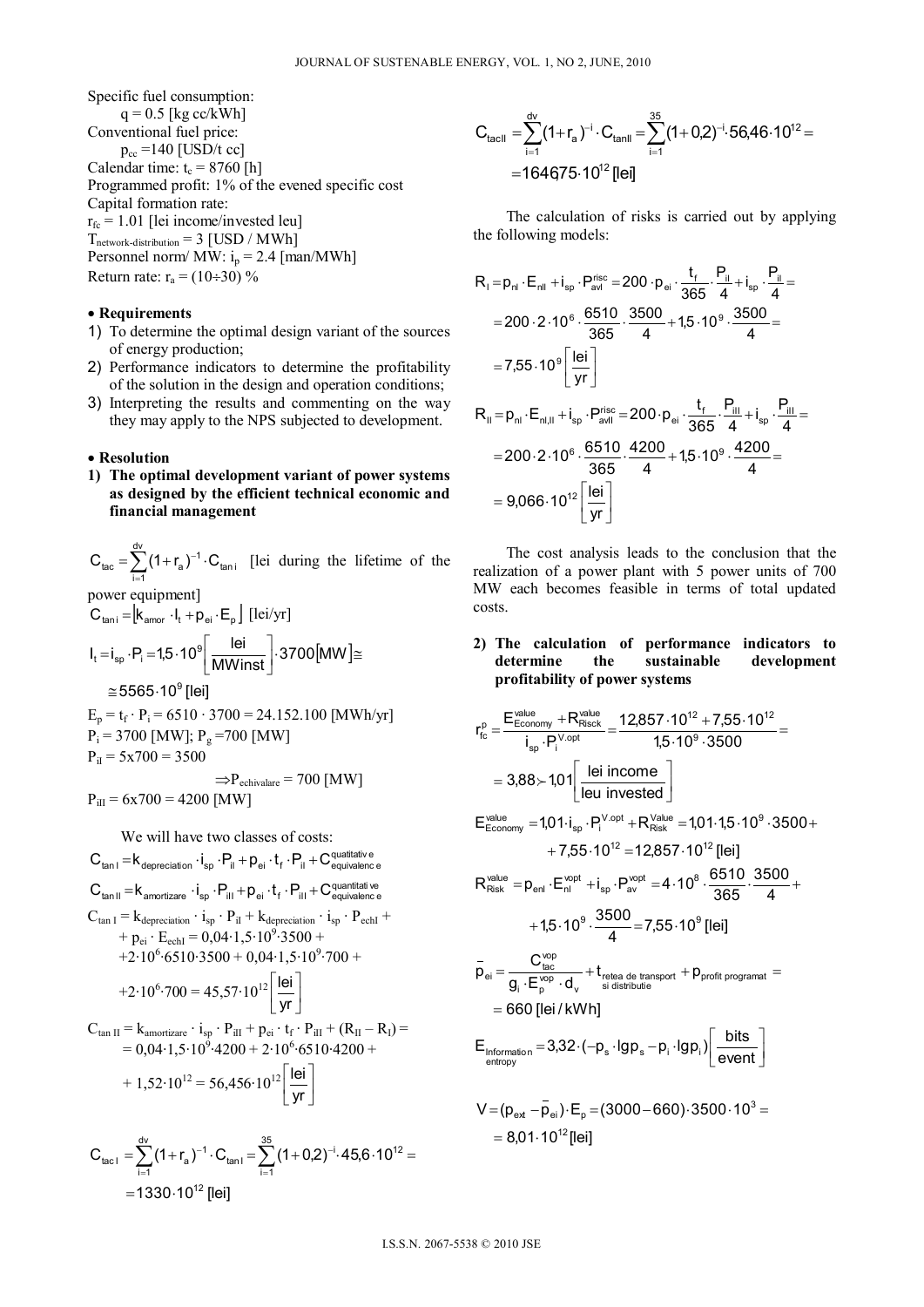Specific fuel consumption:

$q = 0.5$ [kg cc/kWh]

Conventional fuel price:

$p_{cc} = 140$ [USD/t cc]

Calendar time: $t_c = 8760$ [h]

Programmed profit: 1% of the evened specific cost

Capital formation rate:

$r_{fc} = 1.01$ [lei income/invested leu]

$T_{network\text{-}distribution} = 3$ [USD / MWh]

Personnel norm/ MW: $i_p = 2.4$ [man/MWh]

Return rate: $r_a = (10 \div 30)$ %

- **Requirements**

1) To determine the optimal design variant of the sources of energy production;
2) Performance indicators to determine the profitability of the solution in the design and operation conditions;
3) Interpreting the results and commenting on the way they may apply to the NPS subjected to development.

- **Resolution**

**1) The optimal development variant of power systems as designed by the efficient technical economic and financial management**

$$C_{tac} = \sum_{i=1}^{dv} (1 + r_a)^{-1} \cdot C_{tan\,i}$$ [lei during the lifetime of the power equipment]

$$C_{tan\,i} = \left[k_{amor} \cdot I_t + p_{ei} \cdot E_p\right] \text{ [lei/yr]}$$

$$I_t = i_{sp} \cdot P_i = 1{,}5 \cdot 10^9 \left[\frac{lei}{MWinst}\right] \cdot 3700 [MW] \cong$$
$$\cong 5565 \cdot 10^9 \text{ [lei]}$$

$E_p = t_f \cdot P_i = 6510 \cdot 3700 = 24.152.100$ [MWh/yr]

$P_i = 3700$ [MW]; $P_g = 700$ [MW]

$P_{iI} = 5x700 = 3500$

$$\Rightarrow P_{echivalare} = 700 \text{ [MW]}$$

$P_{iII} = 6x700 = 4200$ [MW]

We will have two classes of costs:

$$C_{tan\,I} = k_{depreciation} \cdot i_{sp} \cdot P_{iI} + p_{ei} \cdot t_f \cdot P_{iI} + C^{quatitative}_{equivalence}$$

$$C_{tan\,II} = k_{amortizare} \cdot i_{sp} \cdot P_{iII} + p_{ei} \cdot t_f \cdot P_{iII} + C^{quantitative}_{equivalence}$$

$$C_{tan\,I} = k_{depreciation} \cdot i_{sp} \cdot P_{iI} + k_{depreciation} \cdot i_{sp} \cdot P_{echI} + p_{ei} \cdot E_{echI} = 0{,}04 \cdot 1{,}5 \cdot 10^9 \cdot 3500 + 2 \cdot 10^6 \cdot 6510 \cdot 3500 + 0{,}04 \cdot 1{,}5 \cdot 10^9 \cdot 700 + 2 \cdot 10^6 \cdot 700 = 45{,}57 \cdot 10^{12} \left[\frac{lei}{yr}\right]$$

$$C_{tan\,II} = k_{amortizare} \cdot i_{sp} \cdot P_{iII} + p_{ei} \cdot t_f \cdot P_{iII} + (R_{II} - R_I) = 0{,}04 \cdot 1{,}5 \cdot 10^9 \cdot 4200 + 2 \cdot 10^6 \cdot 6510 \cdot 4200 + 1{,}52 \cdot 10^{12} = 56{,}456 \cdot 10^{12} \left[\frac{lei}{yr}\right]$$

$$C_{tac\,I} = \sum_{i=1}^{dv} (1 + r_a)^{-1} \cdot C_{tan\,I} = \sum_{i=1}^{35} (1 + 0{,}2)^{-i} \cdot 45{,}6 \cdot 10^{12} = 1330 \cdot 10^{12} \text{ [lei]}$$

$$C_{tacII} = \sum_{i=1}^{dv} (1 + r_a)^{-i} \cdot C_{tanII} = \sum_{i=1}^{35} (1 + 0{,}2)^{-i} \cdot 56{,}46 \cdot 10^{12} = 1646{,}75 \cdot 10^{12} \text{ [lei]}$$

The calculation of risks is carried out by applying the following models:

$$R_I = p_{nI} \cdot E_{nII} + i_{sp} \cdot P^{risc}_{avI} = 200 \cdot p_{ei} \cdot \frac{t_f}{365} \cdot \frac{P_{iI}}{4} + i_{sp} \cdot \frac{P_{iI}}{4} = 200 \cdot 2 \cdot 10^6 \cdot \frac{6510}{365} \cdot \frac{3500}{4} + 1{,}5 \cdot 10^9 \cdot \frac{3500}{4} = 7{,}55 \cdot 10^9 \left[\frac{lei}{yr}\right]$$

$$R_{II} = p_{nI} \cdot E_{nI,II} + i_{sp} \cdot P^{risc}_{avII} = 200 \cdot p_{ei} \cdot \frac{t_f}{365} \cdot \frac{P_{iII}}{4} + i_{sp} \cdot \frac{P_{iII}}{4} = 200 \cdot 2 \cdot 10^6 \cdot \frac{6510}{365} \cdot \frac{4200}{4} + 1{,}5 \cdot 10^9 \cdot \frac{4200}{4} = 9{,}066 \cdot 10^{12} \left[\frac{lei}{yr}\right]$$

The cost analysis leads to the conclusion that the realization of a power plant with 5 power units of 700 MW each becomes feasible in terms of total updated costs.

**2) The calculation of performance indicators to determine the sustainable development profitability of power systems**

$$r^p_{fc} = \frac{E^{value}_{Economy} + R^{value}_{Risck}}{i_{sp} \cdot P^{V.opt}_i} = \frac{12{,}857 \cdot 10^{12} + 7{,}55 \cdot 10^{12}}{1{,}5 \cdot 10^9 \cdot 3500} = 3{,}88 \succ 1{,}01 \left[\frac{lei\ income}{leu\ invested}\right]$$

$$E^{value}_{Economy} = 1{,}01 \cdot i_{sp} \cdot P^{V.opt}_i + R^{Value}_{Risk} = 1{,}01 \cdot 1{,}5 \cdot 10^9 \cdot 3500 + 7{,}55 \cdot 10^{12} = 12{,}857 \cdot 10^{12} \text{ [lei]}$$

$$R^{value}_{Risk} = p_{enI} \cdot E^{vopt}_{nI} + i_{sp} \cdot P^{vopt}_{av} = 4 \cdot 10^8 \cdot \frac{6510}{365} \cdot \frac{3500}{4} + 1{,}5 \cdot 10^9 \cdot \frac{3500}{4} = 7{,}55 \cdot 10^9 \text{ [lei]}$$

$$\bar{p}_{ei} = \frac{C^{vop}_{tac}}{g_i \cdot E^{vop}_p \cdot d_v} + t_{\substack{retea\ de\ transport \\ si\ distributie}} + p_{profit\ programat} = 660 \text{ [lei/kWh]}$$

$$E_{\substack{Information \\ entropy}} = 3{,}32 \cdot (-p_s \cdot lgp_s - p_i \cdot lgp_i) \left[\frac{bits}{event}\right]$$

$$V = (p_{ext} - \bar{p}_{ei}) \cdot E_p = (3000 - 660) \cdot 3500 \cdot 10^3 = 8{,}01 \cdot 10^{12} \text{ [lei]}$$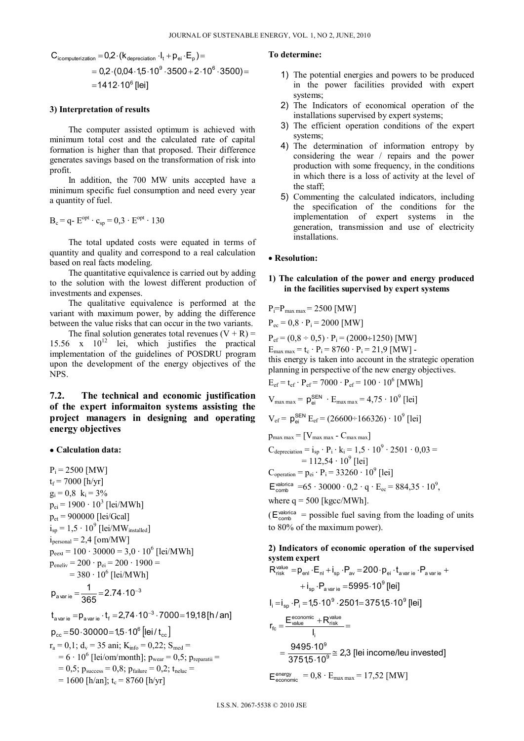$$C_{icomputerization} = 0{,}2 \cdot (k_{depreciation} \cdot I_t + p_{ei} \cdot E_p) =$$
$$= 0{,}2 \cdot (0{,}04 \cdot 1{,}5 \cdot 10^9 \cdot 3500 + 2 \cdot 10^6 \cdot 3500) =$$
$$= 1412 \cdot 10^6 \text{ [lei]}$$

### 3) Interpretation of results

The computer assisted optimum is achieved with minimum total cost and the calculated rate of capital formation is higher than that proposed. Their difference generates savings based on the transformation of risk into profit.

In addition, the 700 MW units accepted have a minimum specific fuel consumption and need every year a quantity of fuel.

$$B_c = q \cdot E^{opt} \cdot c_{sp} = 0{,}3 \cdot E^{opt} \cdot 130$$

The total updated costs were equated in terms of quantity and quality and correspond to a real calculation based on real facts modeling.

The quantitative equivalence is carried out by adding to the solution with the lowest different production of investments and expenses.

The qualitative equivalence is performed at the variant with maximum power, by adding the difference between the value risks that can occur in the two variants.

The final solution generates total revenues (V + R) = 15.56 x $10^{12}$ lei, which justifies the practical implementation of the guidelines of POSDRU program upon the development of the energy objectives of the NPS.

## 7.2. The technical and economic justification of the expert informaiton systems assisting the project managers in designing and operating energy objectives

- **Calculation data:**

$P_i = 2500$ [MW]
$t_f = 7000$ [h/yr]
$g_i = 0{,}8$ $k_i = 3\%$
$p_{ei} = 1900 \cdot 10^3$ [lei/MWh]
$p_{et} = 900000$ [lei/Gcal]
$i_{sp} = 1{,}5 \cdot 10^9$ [lei/$MW_{installed}$]
$i_{personal} = 2{,}4$ [om/MW]
$p_{eext} = 100 \cdot 30000 = 3{,}0 \cdot 10^6$ [lei/MWh]
$p_{eneliv} = 200 \cdot p_{ei} = 200 \cdot 1900 = 380 \cdot 10^6$ [lei/MWh]

$$p_{a\,var\,ie} = \frac{1}{365} = 2.74 \cdot 10^{-3}$$

$$t_{a\,var\,ie} = p_{a\,var\,ie} \cdot t_f = 2{,}74 \cdot 10^{-3} \cdot 7000 = 19{,}18 \text{ [h/an]}$$

$$p_{cc} = 50 \cdot 30000 = 1{,}5 \cdot 10^6 \text{ [lei/}t_{cc}\text{]}$$

$r_a = 0{,}1$; $d_v = 35$ ani; $K_{info} = 0{,}22$; $S_{med} = 6 \cdot 10^6$ [lei/om/month]; $p_{wear} = 0{,}5$; $p_{reparatii} = 0{,}5$; $p_{success} = 0{,}8$; $p_{failure} = 0{,}2$; $t_{neluc} = 1600$ [h/an]; $t_c = 8760$ [h/yr]

**To determine:**

1) The potential energies and powers to be produced in the power facilities provided with expert systems;
2) The Indicators of economical operation of the installations supervised by expert systems;
3) The efficient operation conditions of the expert systems;
4) The determination of information entropy by considering the wear / repairs and the power production with some frequency, in the conditions in which there is a loss of activity at the level of the staff;
5) Commenting the calculated indicators, including the specification of the conditions for the implementation of expert systems in the generation, transmission and use of electricity installations.

- **Resolution:**

### 1) The calculation of the power and energy produced in the facilities supervised by expert systems

$P_i = P_{max\,max} = 2500$ [MW]

$P_{ec} = 0{,}8 \cdot P_i = 2000$ [MW]

$P_{ef} = (0{,}8 \div 0{,}5) \cdot P_i = (2000 \div 1250)$ [MW]

$E_{max\,max} = t_c \cdot P_i = 8760 \cdot P_i = 21{,}9$ [MW] -

this energy is taken into account in the strategic operation planning in perspective of the new energy objectives.

$E_{ef} = t_{ef} \cdot P_{ef} = 7000 \cdot P_{ef} = 100 \cdot 10^6$ [MWh]

$V_{max\,max} = p_{ei}^{SEN} \cdot E_{max\,max} = 4{,}75 \cdot 10^9$ [lei]

$V_{ef} = p_{ei}^{SEN} E_{ef} = (26600 \div 166326) \cdot 10^9$ [lei]

$p_{max\,max} = [V_{max\,max} - C_{max\,max}]$

$C_{depreciation} = i_{sp} \cdot P_i \cdot k_i = 1{,}5 \cdot 10^9 \cdot 2501 \cdot 0{,}03 = 112{,}54 \cdot 10^9$ [lei]

$C_{operation} = p_{ei} \cdot P_i = 33260 \cdot 10^9$ [lei]

$E_{comb}^{valorica} = 65 \cdot 30000 \cdot 0{,}2 \cdot q \cdot E_{ec} = 884{,}35 \cdot 10^9$,

where q = 500 [kgcc/MWh].

($E_{comb}^{valorica}$ = possible fuel saving from the loading of units to 80% of the maximum power).

### 2) Indicators of economic operation of the supervised system expert

$$R_{risk}^{value} = p_{enl} \cdot E_{nl} + i_{sp} \cdot P_{av} = 200 \cdot p_{ei} \cdot t_{a\,var\,ie} \cdot P_{a\,var\,ie} + i_{sp} \cdot P_{a\,var\,ie} = 5995 \cdot 10^9 \text{ [lei]}$$

$$I_i = i_{sp} \cdot P_i = 1{,}5 \cdot 10^9 \cdot 2501 = 3751{,}5 \cdot 10^9 \text{ [lei]}$$

$$r_{fc} = \frac{E_{value}^{economic} + R_{risk}^{value}}{I_i} = \frac{9495 \cdot 10^9}{3751{,}5 \cdot 10^9} \cong 2{,}3 \text{ [lei income/leu invested]}$$

$$E_{economic}^{energy} = 0{,}8 \cdot E_{max\,max} = 17{,}52 \text{ [MW]}$$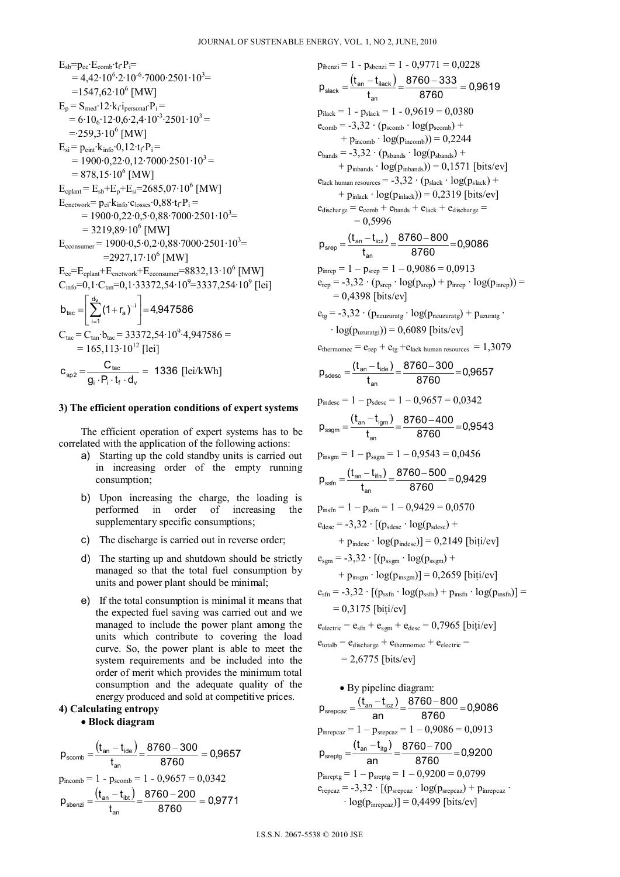$E_{sb}=p_{cc}\cdot E_{comb}\cdot t_f\cdot P_i=$
$= 4{,}42\cdot 10^6\cdot 2\cdot 10^{-6}\cdot 7000\cdot 2501\cdot 10^3=$
$=1547{,}62\cdot 10^6$ [MW]

$E_p = S_{med}\cdot 12\cdot k_i\cdot i_{personal}\cdot P_i =$
$= 6\cdot 10_6\cdot 12\cdot 0{,}6\cdot 2{,}4\cdot 10^{-3}\cdot 2501\cdot 10^3 =$
$=\cdot 259{,}3\cdot 10^6$ [MW]

$E_{si} = p_{eint}\cdot k_{info}\cdot 0{,}12\cdot t_f\cdot P_i =$
$= 1900\cdot 0{,}22\cdot 0{,}12\cdot 7000\cdot 2501\cdot 10^3 =$
$= 878{,}15\cdot 10^6$ [MW]

$E_{cplant} = E_{sb}+E_p+E_{si}=2685{,}07\cdot 10^6$ [MW]

$E_{cnetwork}= p_{ei}\cdot k_{info}\cdot c_{losses}\cdot 0{,}88\cdot t_f\cdot P_i =$
$= 1900\cdot 0{,}22\cdot 0{,}5\cdot 0{,}88\cdot 7000\cdot 2501\cdot 10^3=$
$= 3219{,}89\cdot 10^6$ [MW]

$E_{cconsumer} = 1900\cdot 0{,}5\cdot 0{,}2\cdot 0{,}88\cdot 7000\cdot 2501\cdot 10^3=$
$=2927{,}17\cdot 10^6$ [MW]

$E_{ec}=E_{cplant}+E_{cnetwork}+E_{cconsumer}=8832{,}13\cdot 10^6$ [MW]

$C_{info}=0{,}1\cdot C_{tan}=0{,}1\cdot 33372{,}54\cdot 10^9=3337{,}254\cdot 10^9$ [lei]

$$b_{tac} = \left[\sum_{i=1}^{d_v}(1+r_a)^{-i}\right] = 4{,}947586$$

$C_{tac} = C_{tan}\cdot b_{tac} = 33372{,}54\cdot 10^9\cdot 4{,}947586 =$
$= 165{,}113\cdot 10^{12}$ [lei]

$$c_{sp2} = \frac{C_{tac}}{g_i\cdot P_i\cdot t_f\cdot d_v} = 1336 \text{ [lei/kWh]}$$

**3) The efficient operation conditions of expert systems**

The efficient operation of expert systems has to be correlated with the application of the following actions:

a) Starting up the cold standby units is carried out in increasing order of the empty running consumption;

b) Upon increasing the charge, the loading is performed in order of increasing the supplementary specific consumptions;

c) The discharge is carried out in reverse order;

d) The starting up and shutdown should be strictly managed so that the total fuel consumption by units and power plant should be minimal;

e) If the total consumption is minimal it means that the expected fuel saving was carried out and we managed to include the power plant among the units which contribute to covering the load curve. So, the power plant is able to meet the system requirements and be included into the order of merit which provides the minimum total consumption and the adequate quality of the energy produced and sold at competitive prices.

**4) Calculating entropy**

- **Block diagram**

$$p_{scomb} = \frac{(t_{an}-t_{ide})}{t_{an}} = \frac{8760-300}{8760} = 0{,}9657$$

$p_{incomb} = 1 - p_{scomb} = 1 - 0{,}9657 = 0{,}0342$

$$p_{sbenzi} = \frac{(t_{an}-t_{ibt})}{t_{an}} = \frac{8760-200}{8760} = 0{,}9771$$

$p_{ibenzi} = 1 - p_{sbenzi} = 1 - 0{,}9771 = 0{,}0228$

$$p_{slack} = \frac{(t_{an}-t_{ilack})}{t_{an}} = \frac{8760-333}{8760} = 0{,}9619$$

$p_{ilack} = 1 - p_{slack} = 1 - 0{,}9619 = 0{,}0380$

$e_{comb} = -3{,}32\cdot (p_{scomb}\cdot \log(p_{scomb}) + p_{incomb}\cdot \log(p_{incomb})) = 0{,}2244$

$e_{bands} = -3{,}32\cdot (p_{sbands}\cdot \log(p_{sbands}) + p_{inbands}\cdot \log(p_{inbands})) = 0{,}1571$ [bits/ev]

$e_{lack\ human\ resources} = -3{,}32\cdot (p_{slack}\cdot \log(p_{slack}) + p_{inlack}\cdot \log(p_{inlack})) = 0{,}2319$ [bits/ev]

$e_{discharge} = e_{comb} + e_{bands} + e_{lack} + e_{discharge} = 0{,}5996$

$$p_{srep} = \frac{(t_{an}-t_{icz})}{t_{an}} = \frac{8760-800}{8760} = 0{,}9086$$

$p_{inrep} = 1 - p_{srep} = 1 - 0{,}9086 = 0{,}0913$

$e_{rep} = -3{,}32\cdot (p_{srep}\cdot \log(p_{srep}) + p_{inrep}\cdot \log(p_{inrep})) = 0{,}4398$ [bits/ev]

$e_{tg} = -3{,}32\cdot (p_{neuzuratg}\cdot \log(p_{neuzuratg}) + p_{uzuratg}\cdot \log(p_{uzuratgi})) = 0{,}6089$ [bits/ev]

$e_{thermomec} = e_{rep} + e_{tg} + e_{lack\ human\ resources} = 1{,}3079$

$$p_{sdesc} = \frac{(t_{an}-t_{ide})}{t_{an}} = \frac{8760-300}{8760} = 0{,}9657$$

$p_{indesc} = 1 - p_{sdesc} = 1 - 0{,}9657 = 0{,}0342$

$$p_{ssgm} = \frac{(t_{an}-t_{igm})}{t_{an}} = \frac{8760-400}{8760} = 0{,}9543$$

$p_{insgm} = 1 - p_{ssgm} = 1 - 0{,}9543 = 0{,}0456$

$$p_{ssfn} = \frac{(t_{an}-t_{ifn})}{t_{an}} = \frac{8760-500}{8760} = 0{,}9429$$

$p_{insfn} = 1 - p_{ssfn} = 1 - 0{,}9429 = 0{,}0570$

$e_{desc} = -3{,}32\cdot [(p_{sdesc}\cdot \log(p_{sdesc}) + p_{indesc}\cdot \log(p_{indesc})] = 0{,}2149$ [biți/ev]

$e_{sgm} = -3{,}32\cdot [(p_{ssgm}\cdot \log(p_{ssgm}) + p_{insgm}\cdot \log(p_{insgm})] = 0{,}2659$ [biți/ev]

$e_{sfn} = -3{,}32\cdot [(p_{ssfn}\cdot \log(p_{ssfn}) + p_{insfn}\cdot \log(p_{insfn})] = 0{,}3175$ [biți/ev]

$e_{electric} = e_{sfn} + e_{sgm} + e_{desc} = 0{,}7965$ [biți/ev]

$e_{totalb} = e_{discharge} + e_{thermomec} + e_{electric} = 2{,}6775$ [bits/ev]

- By pipeline diagram:

$$p_{srepcaz} = \frac{(t_{an}-t_{icz})}{an} = \frac{8760-800}{8760} = 0{,}9086$$

$p_{inrepcaz} = 1 - p_{srepcaz} = 1 - 0{,}9086 = 0{,}0913$

$$p_{sreptg} = \frac{(t_{an}-t_{itg})}{an} = \frac{8760-700}{8760} = 0{,}9200$$

$p_{inreptg} = 1 - p_{sreptg} = 1 - 0{,}9200 = 0{,}0799$

$e_{repcaz} = -3{,}32\cdot [(p_{srepcaz}\cdot \log(p_{srepcaz}) + p_{inrepcaz}\cdot \log(p_{inrepcaz})] = 0{,}4499$ [bits/ev]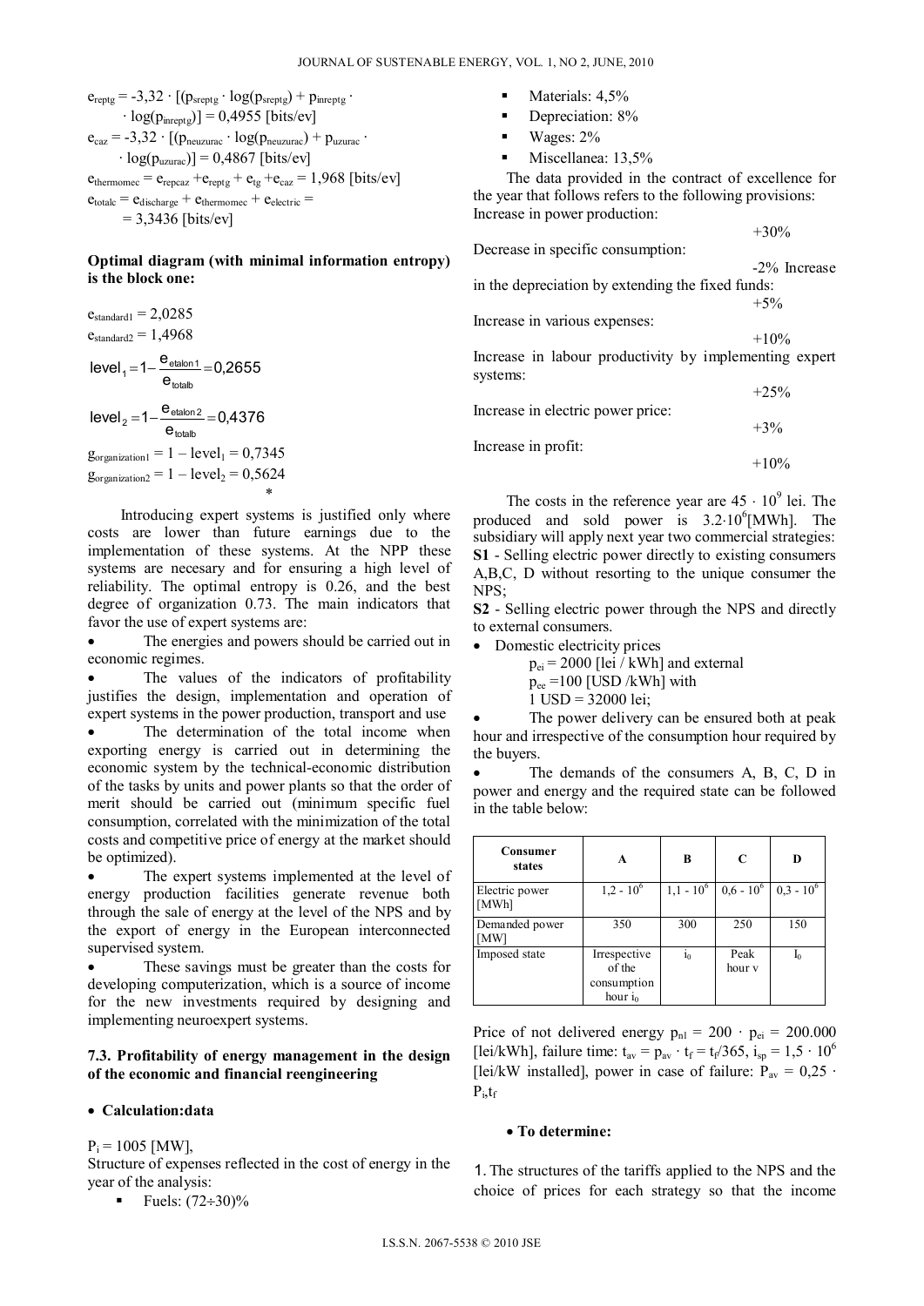$e_{reptg} = -3{,}32 \cdot [(p_{sreptg} \cdot \log(p_{sreptg}) + p_{inreptg} \cdot \log(p_{inreptg})] = 0{,}4955$ [bits/ev]

$e_{caz} = -3{,}32 \cdot [(p_{neuzurac} \cdot \log(p_{neuzurac}) + p_{uzurac} \cdot \log(p_{uzurac})] = 0{,}4867$ [bits/ev]

$e_{thermomec} = e_{repcaz} + e_{reptg} + e_{tg} + e_{caz} = 1{,}968$ [bits/ev]

$e_{totalc} = e_{discharge} + e_{thermomec} + e_{electric} = 3{,}3436$ [bits/ev]

**Optimal diagram (with minimal information entropy) is the block one:**

$e_{standard1} = 2{,}0285$

$e_{standard2} = 1{,}4968$

$$\text{level}_1 = 1 - \frac{e_{etalon1}}{e_{totalb}} = 0{,}2655$$

$$\text{level}_2 = 1 - \frac{e_{etalon2}}{e_{totalb}} = 0{,}4376$$

$g_{organization1} = 1 - \text{level}_1 = 0{,}7345$

$g_{organization2} = 1 - \text{level}_2 = 0{,}5624$

*

Introducing expert systems is justified only where costs are lower than future earnings due to the implementation of these systems. At the NPP these systems are necesary and for ensuring a high level of reliability. The optimal entropy is 0.26, and the best degree of organization 0.73. The main indicators that favor the use of expert systems are:

- The energies and powers should be carried out in economic regimes.
- The values of the indicators of profitability justifies the design, implementation and operation of expert systems in the power production, transport and use
- The determination of the total income when exporting energy is carried out in determining the economic system by the technical-economic distribution of the tasks by units and power plants so that the order of merit should be carried out (minimum specific fuel consumption, correlated with the minimization of the total costs and competitive price of energy at the market should be optimized).
- The expert systems implemented at the level of energy production facilities generate revenue both through the sale of energy at the level of the NPS and by the export of energy in the European interconnected supervised system.
- These savings must be greater than the costs for developing computerization, which is a source of income for the new investments required by designing and implementing neuroexpert systems.

### 7.3. Profitability of energy management in the design of the economic and financial reengineering

- **Calculation:data**

$P_i = 1005$ [MW],

Structure of expenses reflected in the cost of energy in the year of the analysis:

- Fuels: (72÷30)%
- Materials: 4,5%
- Depreciation: 8%
- Wages: 2%
- Miscellanea: 13,5%

The data provided in the contract of excellence for the year that follows refers to the following provisions:

Increase in power production: +30%

Decrease in specific consumption: -2%

Increase in the depreciation by extending the fixed funds: +5%

Increase in various expenses: +10%

Increase in labour productivity by implementing expert systems: +25%

Increase in electric power price: +3%

Increase in profit: +10%

The costs in the reference year are $45 \cdot 10^9$ lei. The produced and sold power is $3.2 \cdot 10^6$[MWh]. The subsidiary will apply next year two commercial strategies:

**S1** - Selling electric power directly to existing consumers A,B,C, D without resorting to the unique consumer the NPS;

**S2** - Selling electric power through the NPS and directly to external consumers.

- Domestic electricity prices
  $p_{ei} = 2000$ [lei / kWh] and external
  $p_{ee} = 100$ [USD /kWh] with
  1 USD = 32000 lei;
- The power delivery can be ensured both at peak hour and irrespective of the consumption hour required by the buyers.
- The demands of the consumers A, B, C, D in power and energy and the required state can be followed in the table below:

| Consumer states | A | B | C | D |
|---|---|---|---|---|
| Electric power [MWh] | $1{,}2 \cdot 10^6$ | $1{,}1 \cdot 10^6$ | $0{,}6 \cdot 10^6$ | $0{,}3 \cdot 10^6$ |
| Demanded power [MW] | 350 | 300 | 250 | 150 |
| Imposed state | Irrespective of the consumption hour $i_0$ | $i_0$ | Peak hour v | $I_0$ |

Price of not delivered energy $p_{nl} = 200 \cdot p_{ei} = 200.000$ [lei/kWh], failure time: $t_{av} = p_{av} \cdot t_f = t_f/365$, $i_{sp} = 1{,}5 \cdot 10^6$ [lei/kW installed], power in case of failure: $P_{av} = 0{,}25 \cdot P_i, t_f$

- **To determine:**

1. The structures of the tariffs applied to the NPS and the choice of prices for each strategy so that the income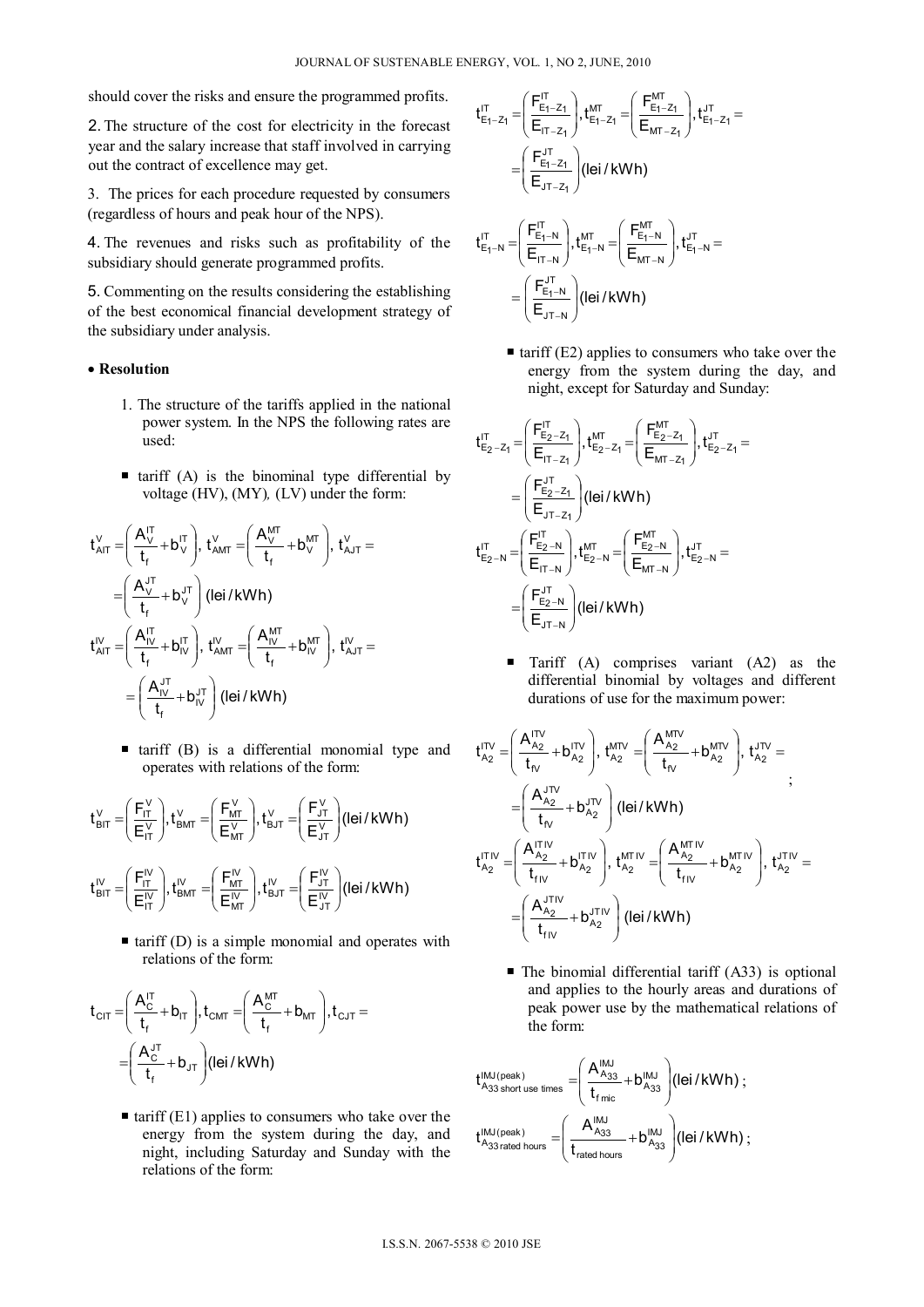should cover the risks and ensure the programmed profits.

2. The structure of the cost for electricity in the forecast year and the salary increase that staff involved in carrying out the contract of excellence may get.

3. The prices for each procedure requested by consumers (regardless of hours and peak hour of the NPS).

4. The revenues and risks such as profitability of the subsidiary should generate programmed profits.

5. Commenting on the results considering the establishing of the best economical financial development strategy of the subsidiary under analysis.

- **Resolution**

1. The structure of the tariffs applied in the national power system. In the NPS the following rates are used:

   - tariff (A) is the binominal type differential by voltage (HV), (MY), (LV) under the form:

$$t_{AIT}^{V} = \left(\frac{A_V^{IT}}{t_f} + b_V^{IT}\right),\ t_{AMT}^{V} = \left(\frac{A_V^{MT}}{t_f} + b_V^{MT}\right),\ t_{AJT}^{V} = \left(\frac{A_V^{JT}}{t_f} + b_V^{JT}\right)\ (\text{lei/kWh})$$

$$t_{AIT}^{IV} = \left(\frac{A_{IV}^{IT}}{t_f} + b_{IV}^{IT}\right),\ t_{AMT}^{IV} = \left(\frac{A_{IV}^{MT}}{t_f} + b_{IV}^{MT}\right),\ t_{AJT}^{IV} = \left(\frac{A_{IV}^{JT}}{t_f} + b_{IV}^{JT}\right)\ (\text{lei/kWh})$$

   - tariff (B) is a differential monomial type and operates with relations of the form:

$$t_{BIT}^{V} = \left(\frac{F_{IT}^{V}}{E_{IT}^{V}}\right), t_{BMT}^{V} = \left(\frac{F_{MT}^{V}}{E_{MT}^{V}}\right), t_{BJT}^{V} = \left(\frac{F_{JT}^{V}}{E_{JT}^{V}}\right)(\text{lei/kWh})$$

$$t_{BIT}^{IV} = \left(\frac{F_{IT}^{IV}}{E_{IT}^{IV}}\right), t_{BMT}^{IV} = \left(\frac{F_{MT}^{IV}}{E_{MT}^{IV}}\right), t_{BJT}^{IV} = \left(\frac{F_{JT}^{IV}}{E_{JT}^{IV}}\right)(\text{lei/kWh})$$

   - tariff (D) is a simple monomial and operates with relations of the form:

$$t_{CIT} = \left(\frac{A_C^{IT}}{t_f} + b_{IT}\right), t_{CMT} = \left(\frac{A_C^{MT}}{t_f} + b_{MT}\right), t_{CJT} = \left(\frac{A_C^{JT}}{t_f} + b_{JT}\right)(\text{lei/kWh})$$

   - tariff (E1) applies to consumers who take over the energy from the system during the day, and night, including Saturday and Sunday with the relations of the form:

$$t_{E_1-Z_1}^{IT} = \left(\frac{F_{E_1-Z_1}^{IT}}{E_{IT-Z_1}}\right), t_{E_1-Z_1}^{MT} = \left(\frac{F_{E_1-Z_1}^{MT}}{E_{MT-Z_1}}\right), t_{E_1-Z_1}^{JT} = \left(\frac{F_{E_1-Z_1}^{JT}}{E_{JT-Z_1}}\right)(\text{lei/kWh})$$

$$t_{E_1-N}^{IT} = \left(\frac{F_{E_1-N}^{IT}}{E_{IT-N}}\right), t_{E_1-N}^{MT} = \left(\frac{F_{E_1-N}^{MT}}{E_{MT-N}}\right), t_{E_1-N}^{JT} = \left(\frac{F_{E_1-N}^{JT}}{E_{JT-N}}\right)(\text{lei/kWh})$$

   - tariff (E2) applies to consumers who take over the energy from the system during the day, and night, except for Saturday and Sunday:

$$t_{E_2-Z_1}^{IT} = \left(\frac{F_{E_2-Z_1}^{IT}}{E_{IT-Z_1}}\right), t_{E_2-Z_1}^{MT} = \left(\frac{F_{E_2-Z_1}^{MT}}{E_{MT-Z_1}}\right), t_{E_2-Z_1}^{JT} = \left(\frac{F_{E_2-Z_1}^{JT}}{E_{JT-Z_1}}\right)(\text{lei/kWh})$$

$$t_{E_2-N}^{IT} = \left(\frac{F_{E_2-N}^{IT}}{E_{IT-N}}\right), t_{E_2-N}^{MT} = \left(\frac{F_{E_2-N}^{MT}}{E_{MT-N}}\right), t_{E_2-N}^{JT} = \left(\frac{F_{E_2-N}^{JT}}{E_{JT-N}}\right)(\text{lei/kWh})$$

   - Tariff (A) comprises variant (A2) as the differential binomial by voltages and different durations of use for the maximum power:

$$t_{A2}^{ITV} = \left(\frac{A_{A2}^{ITV}}{t_{fV}} + b_{A2}^{ITV}\right),\ t_{A2}^{MTV} = \left(\frac{A_{A2}^{MTV}}{t_{fV}} + b_{A2}^{MTV}\right),\ t_{A2}^{JTV} = \left(\frac{A_{A2}^{JTV}}{t_{fV}} + b_{A2}^{JTV}\right)\ (\text{lei/kWh});$$

$$t_{A2}^{IT\,IV} = \left(\frac{A_{A2}^{IT\,IV}}{t_{f\,IV}} + b_{A2}^{IT\,IV}\right),\ t_{A2}^{MT\,IV} = \left(\frac{A_{A2}^{MT\,IV}}{t_{f\,IV}} + b_{A2}^{MT\,IV}\right),\ t_{A2}^{JT\,IV} = \left(\frac{A_{A2}^{JT\,IV}}{t_{f\,IV}} + b_{A2}^{JT\,IV}\right)\ (\text{lei/kWh})$$

   - The binomial differential tariff (A33) is optional and applies to the hourly areas and durations of peak power use by the mathematical relations of the form:

$$t_{A33\ \text{short use times}}^{IMJ\,(\text{peak})} = \left(\frac{A_{A33}^{IMJ}}{t_{f\,mic}} + b_{A33}^{IMJ}\right)(\text{lei/kWh});$$

$$t_{A33\ \text{rated hours}}^{IMJ\,(\text{peak})} = \left(\frac{A_{A33}^{IMJ}}{t_{\text{rated hours}}} + b_{A33}^{IMJ}\right)(\text{lei/kWh});$$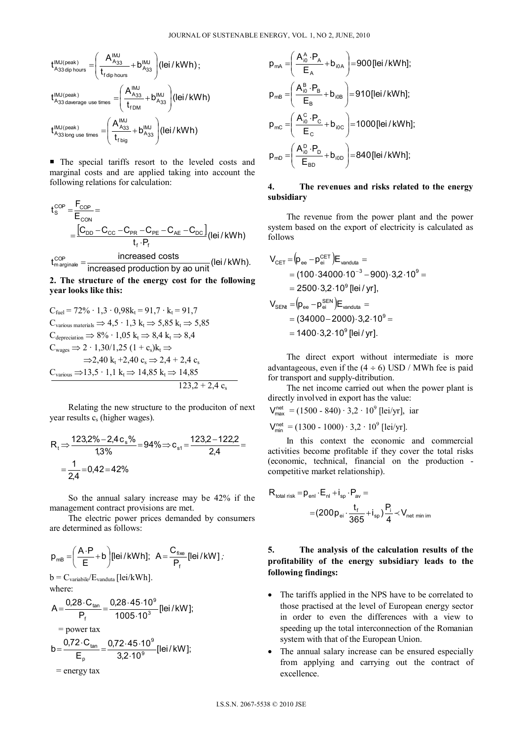$$t^{IMJ(peak)}_{A33\,\text{dip hours}} = \left( \frac{A^{IMJ}_{A33}}{t_{f\,\text{dip hours}}} + b^{IMJ}_{A33} \right) (\text{lei/kWh});$$

$$t^{IMJ(peak)}_{A33\,\text{daverage use times}} = \left( \frac{A^{IMJ}_{A33}}{t_{f\,DM}} + b^{IMJ}_{A33} \right) (\text{lei/kWh})$$

$$t^{IMJ(peak)}_{A33\,\text{long use times}} = \left( \frac{A^{IMJ}_{A33}}{t_{f\,\text{big}}} + b^{IMJ}_{A33} \right) (\text{lei/kWh})$$

■ The special tariffs resort to the leveled costs and marginal costs and are applied taking into account the following relations for calculation:

$$t^{COP}_{S} = \frac{F_{COP}}{E_{CON}} = \frac{\left[C_{DD} - C_{CC} - C_{PR} - C_{PE} - C_{AE} - C_{DC}\right]}{t_f \cdot P_f} (\text{lei/kWh})$$

$$t^{COP}_{m\,\text{arginale}} = \frac{\text{increased costs}}{\text{increased production by ao unit}} (\text{lei/kWh}).$$

**2. The structure of the energy cost for the following year looks like this:**

$C_{fuel} = 72\% \cdot 1{,}3 \cdot 0{,}98k_t = 91{,}7 \cdot k_t = 91{,}7$

$C_{\text{various materials}} \Rightarrow 4{,}5 \cdot 1{,}3\, k_t \Rightarrow 5{,}85\, k_t \Rightarrow 5{,}85$

$C_{depreciation} \Rightarrow 8\% \cdot 1{,}05\, k_t \Rightarrow 8{,}4\, k_t \Rightarrow 8{,}4$

$C_{wages} \Rightarrow 2 \cdot 1{,}30/1{,}25\,(1 + c_s)k_t \Rightarrow$
$\Rightarrow 2{,}40\, k_t + 2{,}40\, c_s \Rightarrow 2{,}4 + 2{,}4\, c_s$

$C_{various} \Rightarrow 13{,}5 \cdot 1{,}1\, k_t \Rightarrow 14{,}85\, k_t \Rightarrow 14{,}85$

$\overline{\qquad\qquad\qquad\qquad 123{,}2 + 2{,}4\, c_s}$

Relating the new structure to the produciton of next year results $c_s$ (higher wages).

$$R_t \Rightarrow \frac{123{,}2\% - 2{,}4\, c_s\%}{1{,}3\%} = 94\% \Rightarrow c_{s1} = \frac{123{,}2 - 122{,}2}{2{,}4} = \frac{1}{2{,}4} = 0{,}42 = 42\%$$

So the annual salary increase may be 42% if the management contract provisions are met.

The electric power prices demanded by consumers are determined as follows:

$$p_{mB} = \left( \frac{A \cdot P}{E} + b \right) [\text{lei/kWh}];\quad A = \frac{C_{fixe}}{P_f} [\text{lei/kW}];$$

$b = C_{variabile}/E_{vanduta}$ [lei/kWh].

where:

$$A = \frac{0{,}28 \cdot C_{tan}}{P_f} = \frac{0{,}28 \cdot 45 \cdot 10^9}{1005 \cdot 10^3} [\text{lei/kW}];$$

= power tax

$$b = \frac{0{,}72 \cdot C_{tan}}{E_p} = \frac{0{,}72 \cdot 45 \cdot 10^9}{3{,}2 \cdot 10^9} [\text{lei/kW}];$$

= energy tax

$$p_{mA} = \left( \frac{A^{A}_{i0} \cdot P_A}{E_A} + b_{i0A} \right) = 900 [\text{lei/kWh}];$$

$$p_{mB} = \left( \frac{A^{B}_{i0} \cdot P_B}{E_B} + b_{i0B} \right) = 910 [\text{lei/kWh}];$$

$$p_{mC} = \left( \frac{A^{C}_{i0} \cdot P_C}{E_C} + b_{i0C} \right) = 1000 [\text{lei/kWh}];$$

$$p_{mD} = \left( \frac{A^{D}_{i0} \cdot P_D}{E_{BD}} + b_{i0D} \right) = 840 [\text{lei/kWh}];$$

## 4. The revenues and risks related to the energy subsidiary

The revenue from the power plant and the power system based on the export of electricity is calculated as follows

$$V_{CET} = \left(p_{ee} - p^{CET}_{ei}\right) E_{vanduta} = (100 \cdot 34000 \cdot 10^{-3} - 900) \cdot 3{,}2 \cdot 10^9 = 2500 \cdot 3{,}2 \cdot 10^9 [\text{lei/yr}],$$

$$V_{SENt} = \left(p_{ee} - p^{SEN}_{ei}\right) E_{vanduta} = (34000 - 2000) \cdot 3{,}2 \cdot 10^9 = 1400 \cdot 3{,}2 \cdot 10^9 [\text{lei/yr}].$$

The direct export without intermediate is more advantageous, even if the $(4 \div 6)$ USD / MWh fee is paid for transport and supply-ditribution.

The net income carried out when the power plant is directly involved in export has the value:

$V^{net}_{max} = (1500 - 840) \cdot 3{,}2 \cdot 10^9$ [lei/yr], iar

$V^{net}_{min} = (1300 - 1000) \cdot 3{,}2 \cdot 10^9$ [lei/yr].

In this context the economic and commercial activities become profitable if they cover the total risks (economic, technical, financial on the production - competitive market relationship).

$$R_{\text{total risk}} = p_{enl} \cdot E_{nl} + i_{sp} \cdot P_{av} = (200\, p_{ei} \cdot \frac{t_f}{365} + i_{sp}) \frac{P_i}{4} \prec V_{\text{net min im}}$$

## 5. The analysis of the calculation results of the profitability of the energy subsidiary leads to the following findings:

- The tariffs applied in the NPS have to be correlated to those practised at the level of European energy sector in order to even the differences with a view to speeding up the total interconnection of the Romanian system with that of the European Union.
- The annual salary increase can be ensured especially from applying and carrying out the contract of excellence.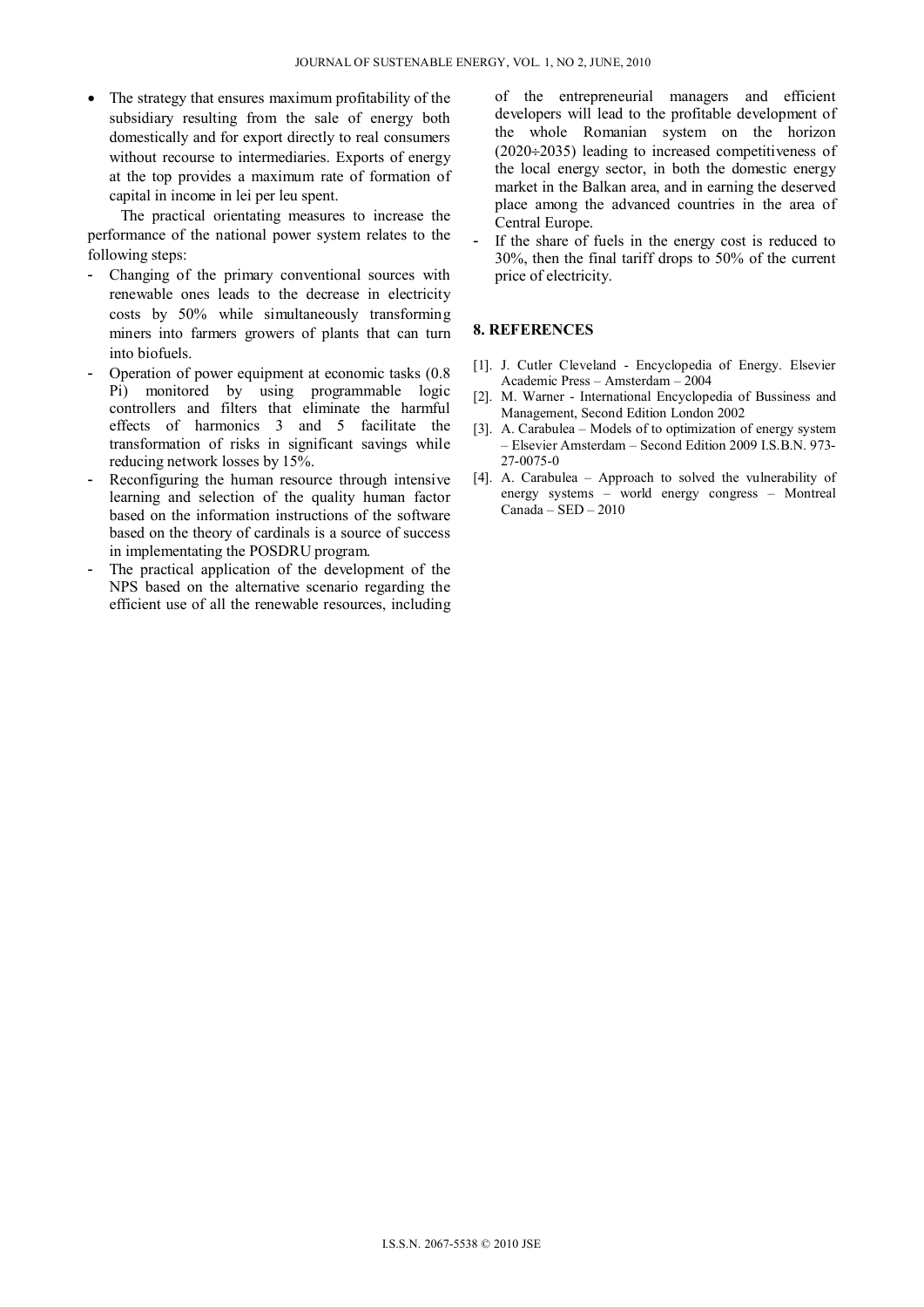- The strategy that ensures maximum profitability of the subsidiary resulting from the sale of energy both domestically and for export directly to real consumers without recourse to intermediaries. Exports of energy at the top provides a maximum rate of formation of capital in income in lei per leu spent.

The practical orientating measures to increase the performance of the national power system relates to the following steps:

- Changing of the primary conventional sources with renewable ones leads to the decrease in electricity costs by 50% while simultaneously transforming miners into farmers growers of plants that can turn into biofuels.
- Operation of power equipment at economic tasks (0.8 Pi) monitored by using programmable logic controllers and filters that eliminate the harmful effects of harmonics 3 and 5 facilitate the transformation of risks in significant savings while reducing network losses by 15%.
- Reconfiguring the human resource through intensive learning and selection of the quality human factor based on the information instructions of the software based on the theory of cardinals is a source of success in implementating the POSDRU program.
- The practical application of the development of the NPS based on the alternative scenario regarding the efficient use of all the renewable resources, including of the entrepreneurial managers and efficient developers will lead to the profitable development of the whole Romanian system on the horizon (2020÷2035) leading to increased competitiveness of the local energy sector, in both the domestic energy market in the Balkan area, and in earning the deserved place among the advanced countries in the area of Central Europe.
- If the share of fuels in the energy cost is reduced to 30%, then the final tariff drops to 50% of the current price of electricity.

## 8. REFERENCES

[1]. J. Cutler Cleveland - Encyclopedia of Energy. Elsevier Academic Press – Amsterdam – 2004

[2]. M. Warner - International Encyclopedia of Bussiness and Management, Second Edition London 2002

[3]. A. Carabulea – Models of to optimization of energy system – Elsevier Amsterdam – Second Edition 2009 I.S.B.N. 973-27-0075-0

[4]. A. Carabulea – Approach to solved the vulnerability of energy systems – world energy congress – Montreal Canada – SED – 2010